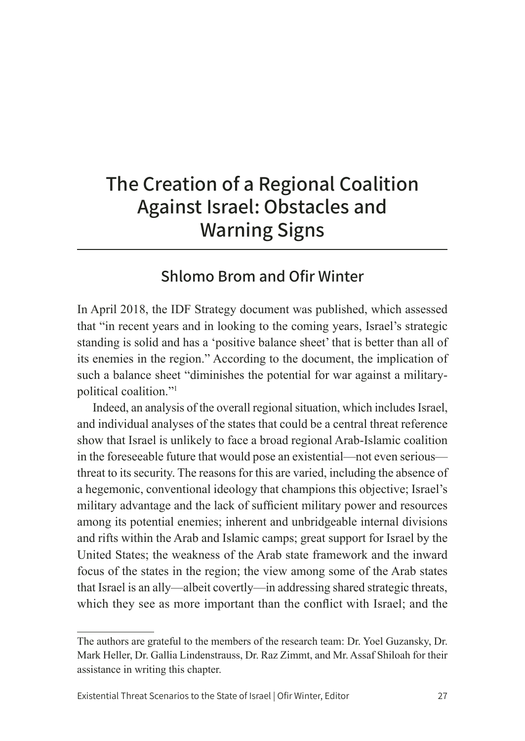# The Creation of a Regional Coalition Against Israel: Obstacles and Warning Signs

## Shlomo Brom and Ofir Winter

In April 2018, the IDF Strategy document was published, which assessed that "in recent years and in looking to the coming years, Israel's strategic standing is solid and has a 'positive balance sheet' that is better than all of its enemies in the region." According to the document, the implication of such a balance sheet "diminishes the potential for war against a military-political coalition."[1]

Indeed, an analysis of the overall regional situation, which includes Israel, and individual analyses of the states that could be a central threat reference show that Israel is unlikely to face a broad regional Arab-Islamic coalition in the foreseeable future that would pose an existential—not even serious—threat to its security. The reasons for this are varied, including the absence of a hegemonic, conventional ideology that champions this objective; Israel's military advantage and the lack of sufficient military power and resources among its potential enemies; inherent and unbridgeable internal divisions and rifts within the Arab and Islamic camps; great support for Israel by the United States; the weakness of the Arab state framework and the inward focus of the states in the region; the view among some of the Arab states that Israel is an ally—albeit covertly—in addressing shared strategic threats, which they see as more important than the conflict with Israel; and the

---

The authors are grateful to the members of the research team: Dr. Yoel Guzansky, Dr. Mark Heller, Dr. Gallia Lindenstrauss, Dr. Raz Zimmt, and Mr. Assaf Shiloah for their assistance in writing this chapter.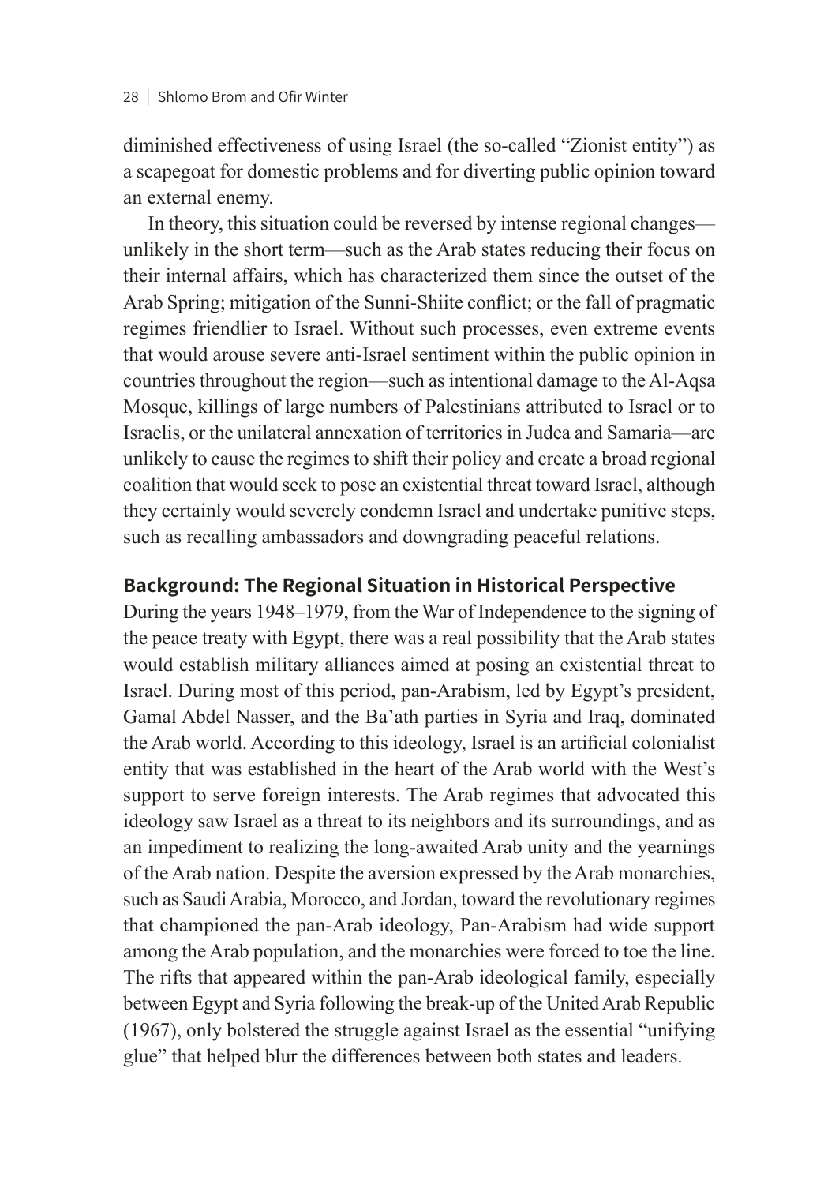diminished effectiveness of using Israel (the so-called "Zionist entity") as a scapegoat for domestic problems and for diverting public opinion toward an external enemy.

In theory, this situation could be reversed by intense regional changes—unlikely in the short term—such as the Arab states reducing their focus on their internal affairs, which has characterized them since the outset of the Arab Spring; mitigation of the Sunni-Shiite conflict; or the fall of pragmatic regimes friendlier to Israel. Without such processes, even extreme events that would arouse severe anti-Israel sentiment within the public opinion in countries throughout the region—such as intentional damage to the Al-Aqsa Mosque, killings of large numbers of Palestinians attributed to Israel or to Israelis, or the unilateral annexation of territories in Judea and Samaria—are unlikely to cause the regimes to shift their policy and create a broad regional coalition that would seek to pose an existential threat toward Israel, although they certainly would severely condemn Israel and undertake punitive steps, such as recalling ambassadors and downgrading peaceful relations.

## Background: The Regional Situation in Historical Perspective

During the years 1948–1979, from the War of Independence to the signing of the peace treaty with Egypt, there was a real possibility that the Arab states would establish military alliances aimed at posing an existential threat to Israel. During most of this period, pan-Arabism, led by Egypt's president, Gamal Abdel Nasser, and the Ba'ath parties in Syria and Iraq, dominated the Arab world. According to this ideology, Israel is an artificial colonialist entity that was established in the heart of the Arab world with the West's support to serve foreign interests. The Arab regimes that advocated this ideology saw Israel as a threat to its neighbors and its surroundings, and as an impediment to realizing the long-awaited Arab unity and the yearnings of the Arab nation. Despite the aversion expressed by the Arab monarchies, such as Saudi Arabia, Morocco, and Jordan, toward the revolutionary regimes that championed the pan-Arab ideology, Pan-Arabism had wide support among the Arab population, and the monarchies were forced to toe the line. The rifts that appeared within the pan-Arab ideological family, especially between Egypt and Syria following the break-up of the United Arab Republic (1967), only bolstered the struggle against Israel as the essential "unifying glue" that helped blur the differences between both states and leaders.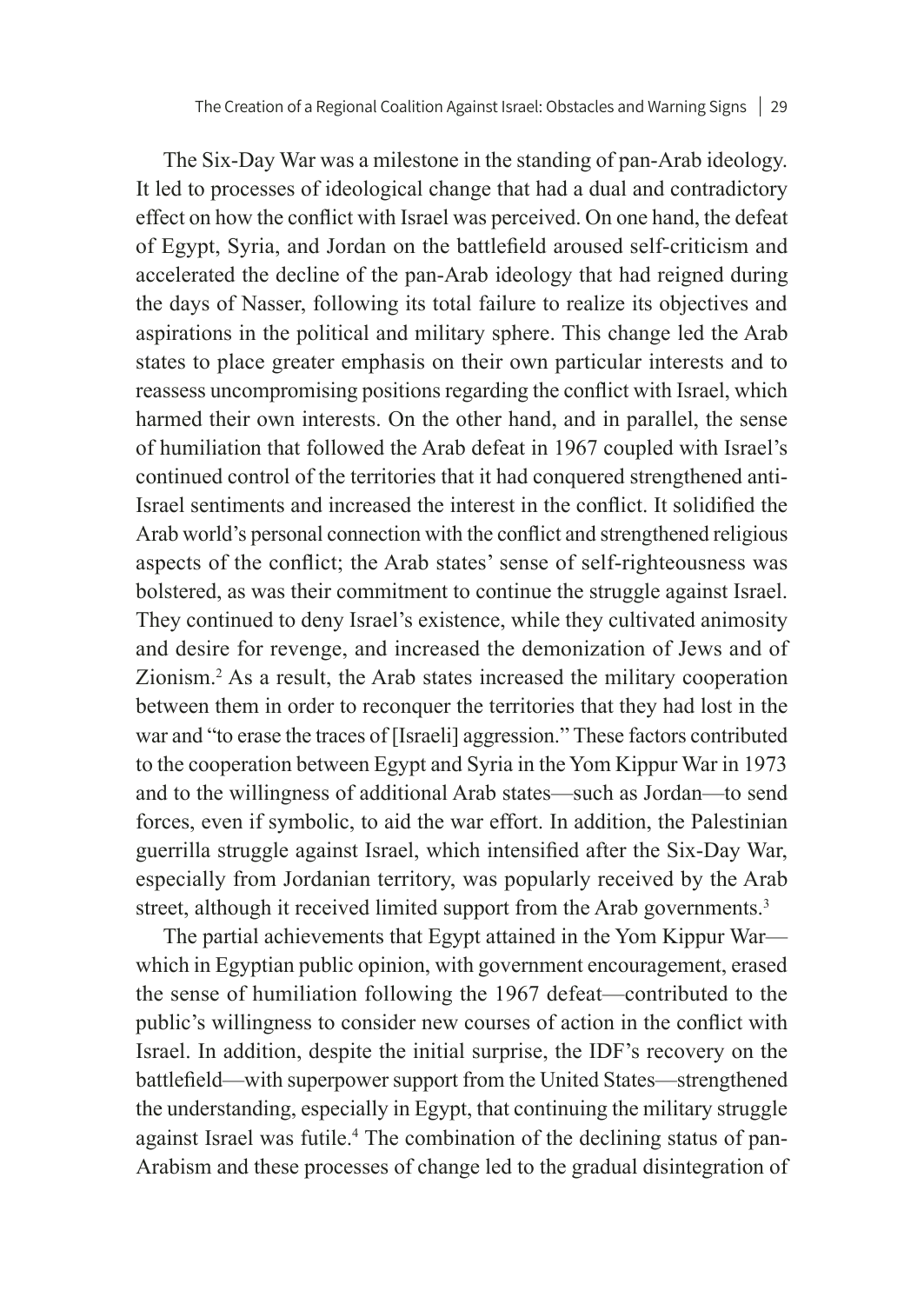The Six-Day War was a milestone in the standing of pan-Arab ideology. It led to processes of ideological change that had a dual and contradictory effect on how the conflict with Israel was perceived. On one hand, the defeat of Egypt, Syria, and Jordan on the battlefield aroused self-criticism and accelerated the decline of the pan-Arab ideology that had reigned during the days of Nasser, following its total failure to realize its objectives and aspirations in the political and military sphere. This change led the Arab states to place greater emphasis on their own particular interests and to reassess uncompromising positions regarding the conflict with Israel, which harmed their own interests. On the other hand, and in parallel, the sense of humiliation that followed the Arab defeat in 1967 coupled with Israel's continued control of the territories that it had conquered strengthened anti-Israel sentiments and increased the interest in the conflict. It solidified the Arab world's personal connection with the conflict and strengthened religious aspects of the conflict; the Arab states' sense of self-righteousness was bolstered, as was their commitment to continue the struggle against Israel. They continued to deny Israel's existence, while they cultivated animosity and desire for revenge, and increased the demonization of Jews and of Zionism.[2] As a result, the Arab states increased the military cooperation between them in order to reconquer the territories that they had lost in the war and "to erase the traces of [Israeli] aggression." These factors contributed to the cooperation between Egypt and Syria in the Yom Kippur War in 1973 and to the willingness of additional Arab states—such as Jordan—to send forces, even if symbolic, to aid the war effort. In addition, the Palestinian guerrilla struggle against Israel, which intensified after the Six-Day War, especially from Jordanian territory, was popularly received by the Arab street, although it received limited support from the Arab governments.[3]

The partial achievements that Egypt attained in the Yom Kippur War—which in Egyptian public opinion, with government encouragement, erased the sense of humiliation following the 1967 defeat—contributed to the public's willingness to consider new courses of action in the conflict with Israel. In addition, despite the initial surprise, the IDF's recovery on the battlefield—with superpower support from the United States—strengthened the understanding, especially in Egypt, that continuing the military struggle against Israel was futile.[4] The combination of the declining status of pan-Arabism and these processes of change led to the gradual disintegration of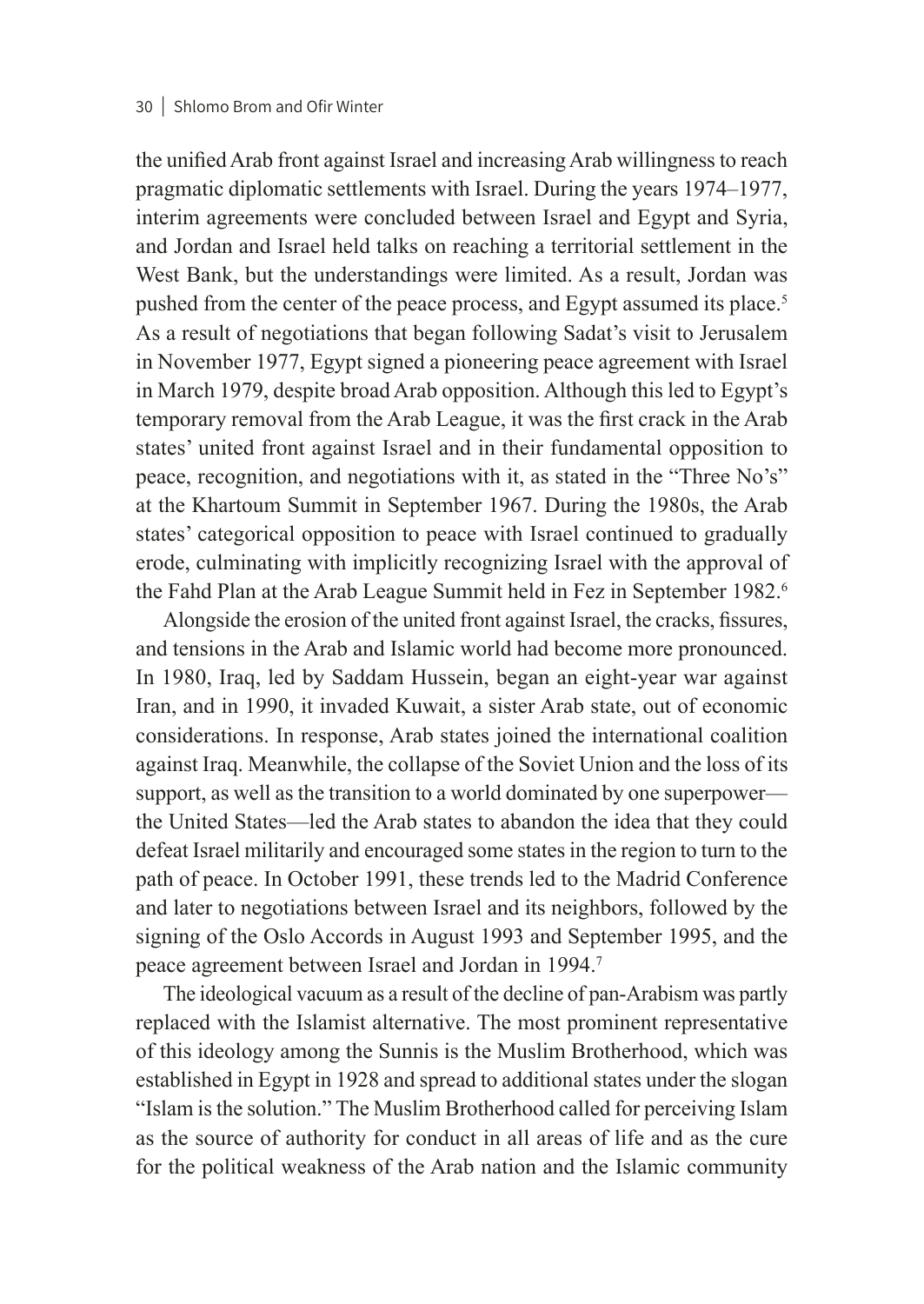the unified Arab front against Israel and increasing Arab willingness to reach pragmatic diplomatic settlements with Israel. During the years 1974–1977, interim agreements were concluded between Israel and Egypt and Syria, and Jordan and Israel held talks on reaching a territorial settlement in the West Bank, but the understandings were limited. As a result, Jordan was pushed from the center of the peace process, and Egypt assumed its place.[5] As a result of negotiations that began following Sadat's visit to Jerusalem in November 1977, Egypt signed a pioneering peace agreement with Israel in March 1979, despite broad Arab opposition. Although this led to Egypt's temporary removal from the Arab League, it was the first crack in the Arab states' united front against Israel and in their fundamental opposition to peace, recognition, and negotiations with it, as stated in the "Three No's" at the Khartoum Summit in September 1967. During the 1980s, the Arab states' categorical opposition to peace with Israel continued to gradually erode, culminating with implicitly recognizing Israel with the approval of the Fahd Plan at the Arab League Summit held in Fez in September 1982.[6]

Alongside the erosion of the united front against Israel, the cracks, fissures, and tensions in the Arab and Islamic world had become more pronounced. In 1980, Iraq, led by Saddam Hussein, began an eight-year war against Iran, and in 1990, it invaded Kuwait, a sister Arab state, out of economic considerations. In response, Arab states joined the international coalition against Iraq. Meanwhile, the collapse of the Soviet Union and the loss of its support, as well as the transition to a world dominated by one superpower—the United States—led the Arab states to abandon the idea that they could defeat Israel militarily and encouraged some states in the region to turn to the path of peace. In October 1991, these trends led to the Madrid Conference and later to negotiations between Israel and its neighbors, followed by the signing of the Oslo Accords in August 1993 and September 1995, and the peace agreement between Israel and Jordan in 1994.[7]

The ideological vacuum as a result of the decline of pan-Arabism was partly replaced with the Islamist alternative. The most prominent representative of this ideology among the Sunnis is the Muslim Brotherhood, which was established in Egypt in 1928 and spread to additional states under the slogan "Islam is the solution." The Muslim Brotherhood called for perceiving Islam as the source of authority for conduct in all areas of life and as the cure for the political weakness of the Arab nation and the Islamic community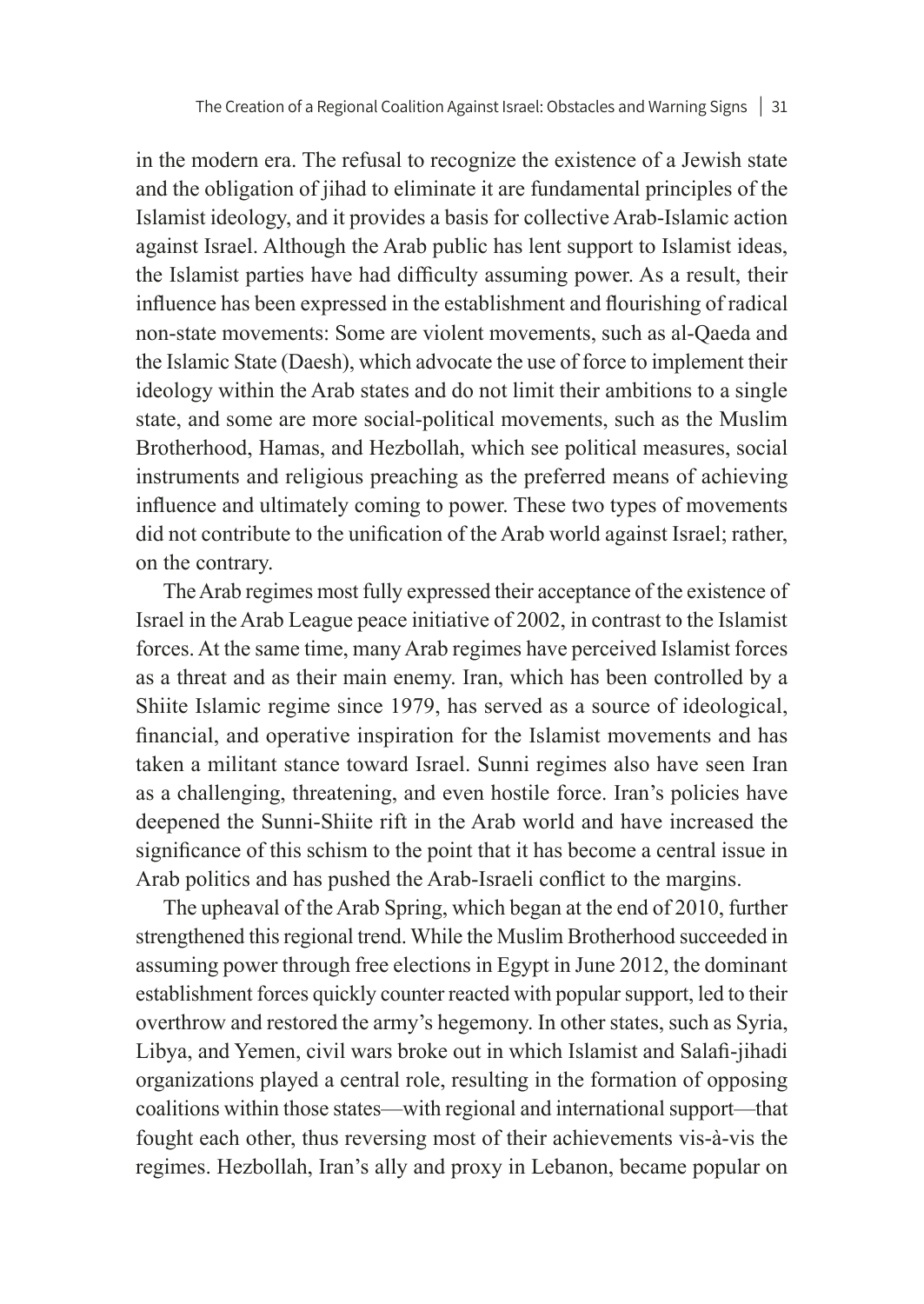in the modern era. The refusal to recognize the existence of a Jewish state and the obligation of jihad to eliminate it are fundamental principles of the Islamist ideology, and it provides a basis for collective Arab-Islamic action against Israel. Although the Arab public has lent support to Islamist ideas, the Islamist parties have had difficulty assuming power. As a result, their influence has been expressed in the establishment and flourishing of radical non-state movements: Some are violent movements, such as al-Qaeda and the Islamic State (Daesh), which advocate the use of force to implement their ideology within the Arab states and do not limit their ambitions to a single state, and some are more social-political movements, such as the Muslim Brotherhood, Hamas, and Hezbollah, which see political measures, social instruments and religious preaching as the preferred means of achieving influence and ultimately coming to power. These two types of movements did not contribute to the unification of the Arab world against Israel; rather, on the contrary.

The Arab regimes most fully expressed their acceptance of the existence of Israel in the Arab League peace initiative of 2002, in contrast to the Islamist forces. At the same time, many Arab regimes have perceived Islamist forces as a threat and as their main enemy. Iran, which has been controlled by a Shiite Islamic regime since 1979, has served as a source of ideological, financial, and operative inspiration for the Islamist movements and has taken a militant stance toward Israel. Sunni regimes also have seen Iran as a challenging, threatening, and even hostile force. Iran's policies have deepened the Sunni-Shiite rift in the Arab world and have increased the significance of this schism to the point that it has become a central issue in Arab politics and has pushed the Arab-Israeli conflict to the margins.

The upheaval of the Arab Spring, which began at the end of 2010, further strengthened this regional trend. While the Muslim Brotherhood succeeded in assuming power through free elections in Egypt in June 2012, the dominant establishment forces quickly counter reacted with popular support, led to their overthrow and restored the army's hegemony. In other states, such as Syria, Libya, and Yemen, civil wars broke out in which Islamist and Salafi-jihadi organizations played a central role, resulting in the formation of opposing coalitions within those states—with regional and international support—that fought each other, thus reversing most of their achievements vis-à-vis the regimes. Hezbollah, Iran's ally and proxy in Lebanon, became popular on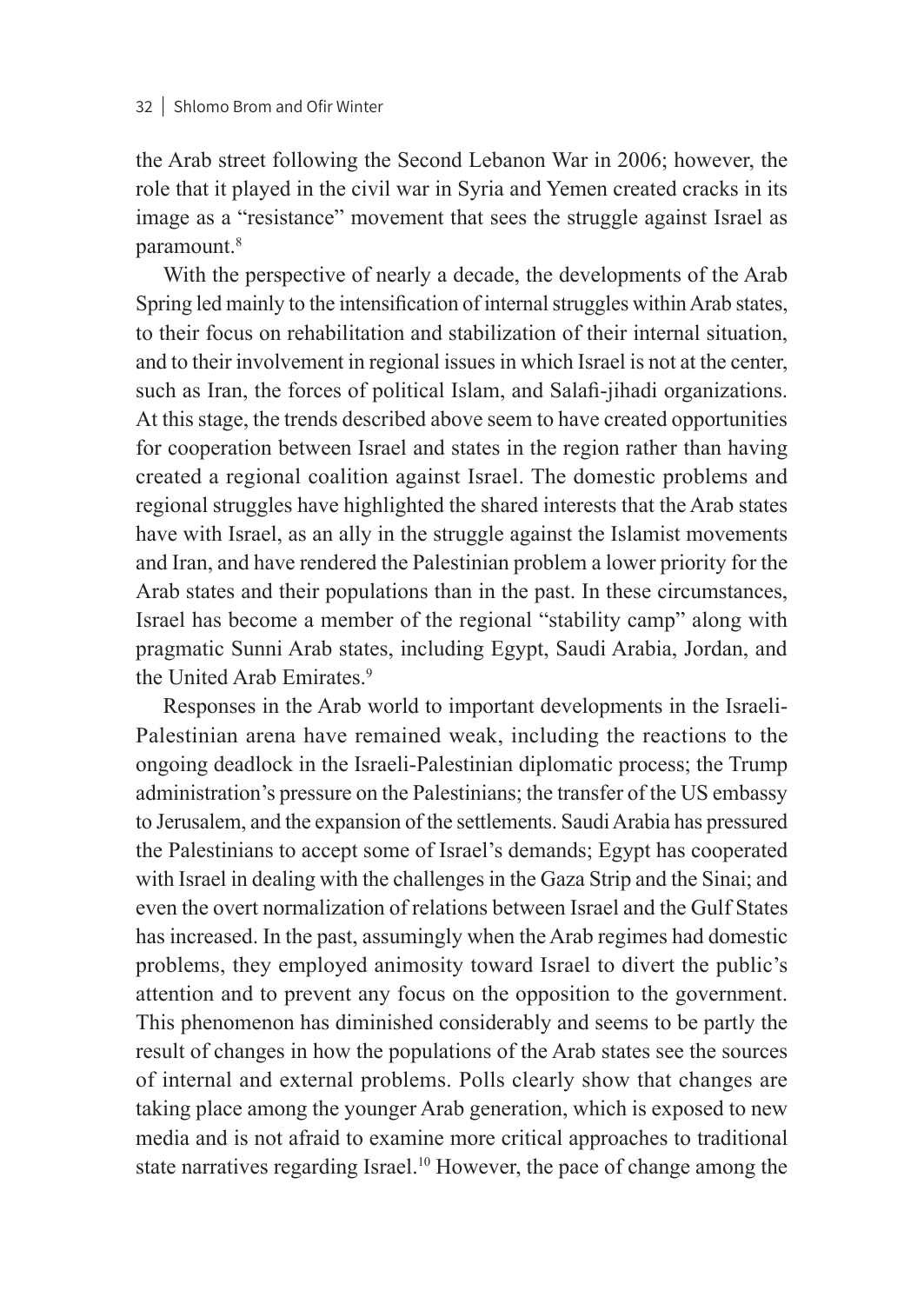the Arab street following the Second Lebanon War in 2006; however, the role that it played in the civil war in Syria and Yemen created cracks in its image as a "resistance" movement that sees the struggle against Israel as paramount.[8]

With the perspective of nearly a decade, the developments of the Arab Spring led mainly to the intensification of internal struggles within Arab states, to their focus on rehabilitation and stabilization of their internal situation, and to their involvement in regional issues in which Israel is not at the center, such as Iran, the forces of political Islam, and Salafi-jihadi organizations. At this stage, the trends described above seem to have created opportunities for cooperation between Israel and states in the region rather than having created a regional coalition against Israel. The domestic problems and regional struggles have highlighted the shared interests that the Arab states have with Israel, as an ally in the struggle against the Islamist movements and Iran, and have rendered the Palestinian problem a lower priority for the Arab states and their populations than in the past. In these circumstances, Israel has become a member of the regional "stability camp" along with pragmatic Sunni Arab states, including Egypt, Saudi Arabia, Jordan, and the United Arab Emirates.[9]

Responses in the Arab world to important developments in the Israeli-Palestinian arena have remained weak, including the reactions to the ongoing deadlock in the Israeli-Palestinian diplomatic process; the Trump administration's pressure on the Palestinians; the transfer of the US embassy to Jerusalem, and the expansion of the settlements. Saudi Arabia has pressured the Palestinians to accept some of Israel's demands; Egypt has cooperated with Israel in dealing with the challenges in the Gaza Strip and the Sinai; and even the overt normalization of relations between Israel and the Gulf States has increased. In the past, assumingly when the Arab regimes had domestic problems, they employed animosity toward Israel to divert the public's attention and to prevent any focus on the opposition to the government. This phenomenon has diminished considerably and seems to be partly the result of changes in how the populations of the Arab states see the sources of internal and external problems. Polls clearly show that changes are taking place among the younger Arab generation, which is exposed to new media and is not afraid to examine more critical approaches to traditional state narratives regarding Israel.[10] However, the pace of change among the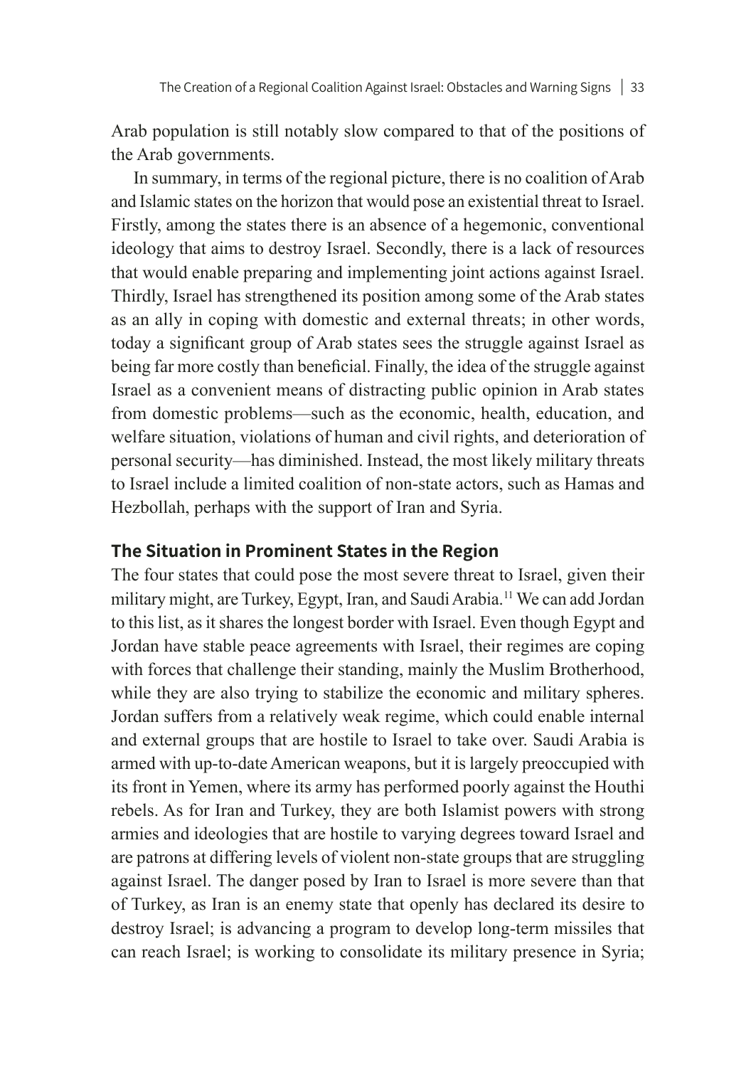Arab population is still notably slow compared to that of the positions of the Arab governments.

In summary, in terms of the regional picture, there is no coalition of Arab and Islamic states on the horizon that would pose an existential threat to Israel. Firstly, among the states there is an absence of a hegemonic, conventional ideology that aims to destroy Israel. Secondly, there is a lack of resources that would enable preparing and implementing joint actions against Israel. Thirdly, Israel has strengthened its position among some of the Arab states as an ally in coping with domestic and external threats; in other words, today a significant group of Arab states sees the struggle against Israel as being far more costly than beneficial. Finally, the idea of the struggle against Israel as a convenient means of distracting public opinion in Arab states from domestic problems—such as the economic, health, education, and welfare situation, violations of human and civil rights, and deterioration of personal security—has diminished. Instead, the most likely military threats to Israel include a limited coalition of non-state actors, such as Hamas and Hezbollah, perhaps with the support of Iran and Syria.

## The Situation in Prominent States in the Region

The four states that could pose the most severe threat to Israel, given their military might, are Turkey, Egypt, Iran, and Saudi Arabia.[11] We can add Jordan to this list, as it shares the longest border with Israel. Even though Egypt and Jordan have stable peace agreements with Israel, their regimes are coping with forces that challenge their standing, mainly the Muslim Brotherhood, while they are also trying to stabilize the economic and military spheres. Jordan suffers from a relatively weak regime, which could enable internal and external groups that are hostile to Israel to take over. Saudi Arabia is armed with up-to-date American weapons, but it is largely preoccupied with its front in Yemen, where its army has performed poorly against the Houthi rebels. As for Iran and Turkey, they are both Islamist powers with strong armies and ideologies that are hostile to varying degrees toward Israel and are patrons at differing levels of violent non-state groups that are struggling against Israel. The danger posed by Iran to Israel is more severe than that of Turkey, as Iran is an enemy state that openly has declared its desire to destroy Israel; is advancing a program to develop long-term missiles that can reach Israel; is working to consolidate its military presence in Syria;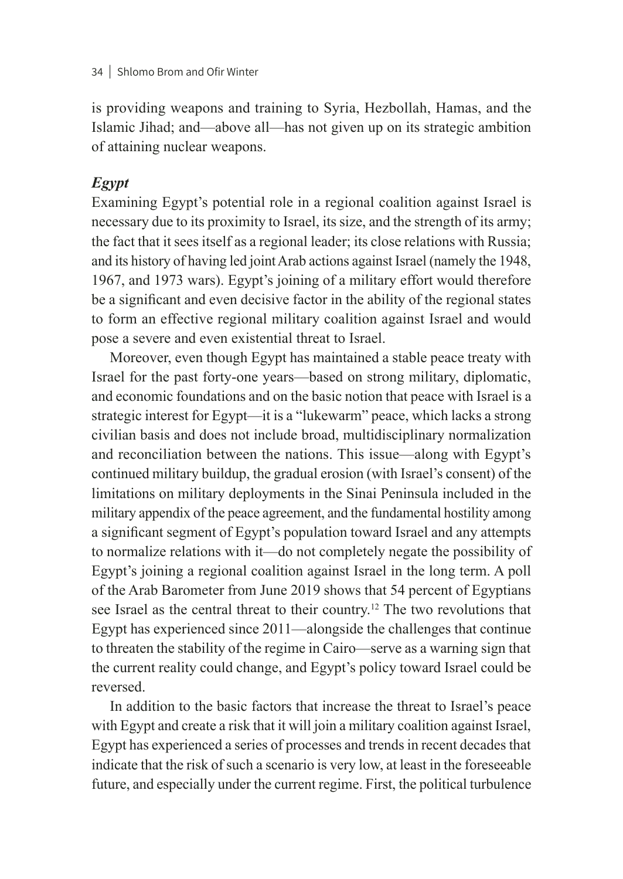is providing weapons and training to Syria, Hezbollah, Hamas, and the Islamic Jihad; and—above all—has not given up on its strategic ambition of attaining nuclear weapons.

### *Egypt*

Examining Egypt's potential role in a regional coalition against Israel is necessary due to its proximity to Israel, its size, and the strength of its army; the fact that it sees itself as a regional leader; its close relations with Russia; and its history of having led joint Arab actions against Israel (namely the 1948, 1967, and 1973 wars). Egypt's joining of a military effort would therefore be a significant and even decisive factor in the ability of the regional states to form an effective regional military coalition against Israel and would pose a severe and even existential threat to Israel.

Moreover, even though Egypt has maintained a stable peace treaty with Israel for the past forty-one years—based on strong military, diplomatic, and economic foundations and on the basic notion that peace with Israel is a strategic interest for Egypt—it is a "lukewarm" peace, which lacks a strong civilian basis and does not include broad, multidisciplinary normalization and reconciliation between the nations. This issue—along with Egypt's continued military buildup, the gradual erosion (with Israel's consent) of the limitations on military deployments in the Sinai Peninsula included in the military appendix of the peace agreement, and the fundamental hostility among a significant segment of Egypt's population toward Israel and any attempts to normalize relations with it—do not completely negate the possibility of Egypt's joining a regional coalition against Israel in the long term. A poll of the Arab Barometer from June 2019 shows that 54 percent of Egyptians see Israel as the central threat to their country.[12] The two revolutions that Egypt has experienced since 2011—alongside the challenges that continue to threaten the stability of the regime in Cairo—serve as a warning sign that the current reality could change, and Egypt's policy toward Israel could be reversed.

In addition to the basic factors that increase the threat to Israel's peace with Egypt and create a risk that it will join a military coalition against Israel, Egypt has experienced a series of processes and trends in recent decades that indicate that the risk of such a scenario is very low, at least in the foreseeable future, and especially under the current regime. First, the political turbulence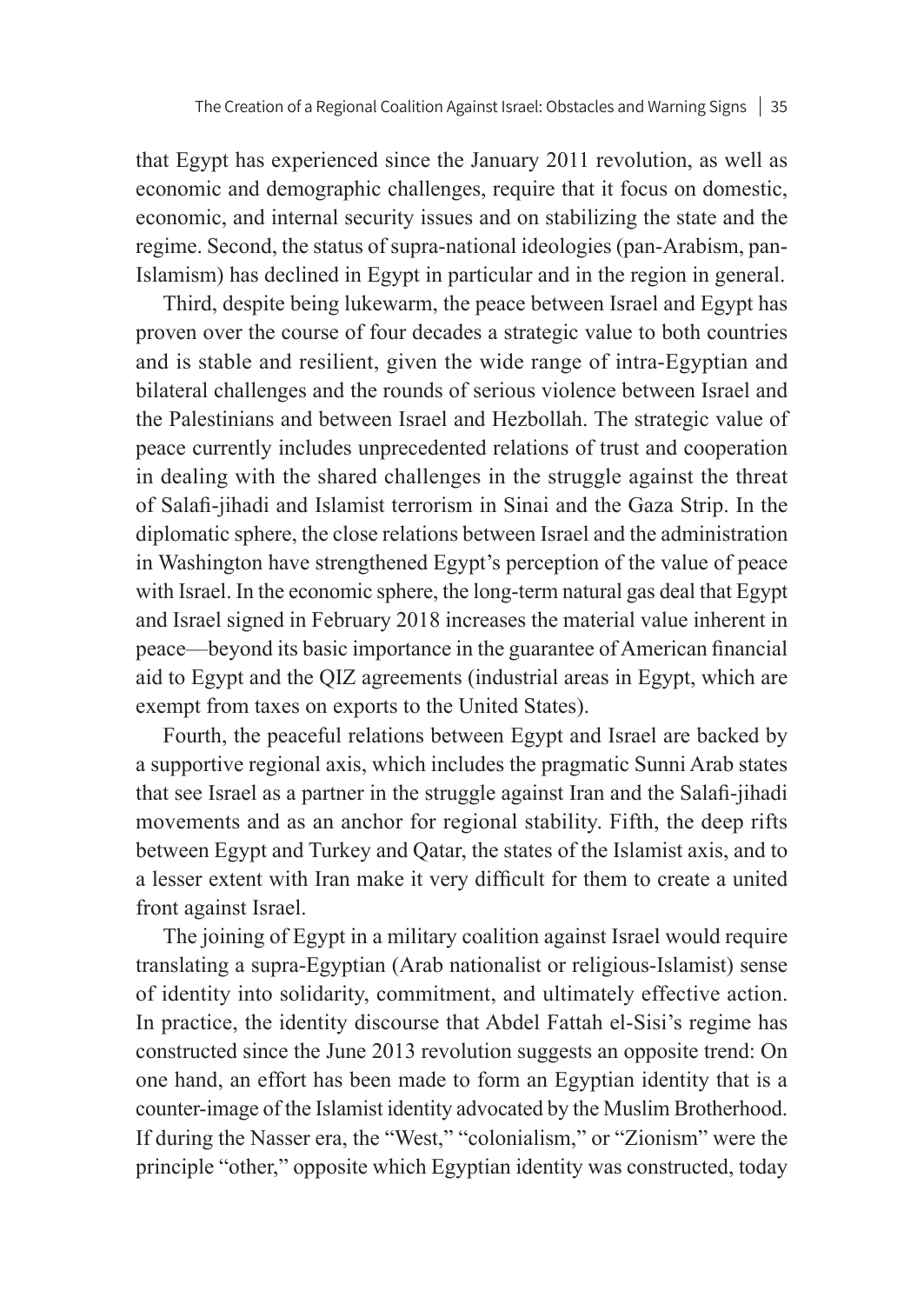that Egypt has experienced since the January 2011 revolution, as well as economic and demographic challenges, require that it focus on domestic, economic, and internal security issues and on stabilizing the state and the regime. Second, the status of supra-national ideologies (pan-Arabism, pan-Islamism) has declined in Egypt in particular and in the region in general.

Third, despite being lukewarm, the peace between Israel and Egypt has proven over the course of four decades a strategic value to both countries and is stable and resilient, given the wide range of intra-Egyptian and bilateral challenges and the rounds of serious violence between Israel and the Palestinians and between Israel and Hezbollah. The strategic value of peace currently includes unprecedented relations of trust and cooperation in dealing with the shared challenges in the struggle against the threat of Salafi-jihadi and Islamist terrorism in Sinai and the Gaza Strip. In the diplomatic sphere, the close relations between Israel and the administration in Washington have strengthened Egypt's perception of the value of peace with Israel. In the economic sphere, the long-term natural gas deal that Egypt and Israel signed in February 2018 increases the material value inherent in peace—beyond its basic importance in the guarantee of American financial aid to Egypt and the QIZ agreements (industrial areas in Egypt, which are exempt from taxes on exports to the United States).

Fourth, the peaceful relations between Egypt and Israel are backed by a supportive regional axis, which includes the pragmatic Sunni Arab states that see Israel as a partner in the struggle against Iran and the Salafi-jihadi movements and as an anchor for regional stability. Fifth, the deep rifts between Egypt and Turkey and Qatar, the states of the Islamist axis, and to a lesser extent with Iran make it very difficult for them to create a united front against Israel.

The joining of Egypt in a military coalition against Israel would require translating a supra-Egyptian (Arab nationalist or religious-Islamist) sense of identity into solidarity, commitment, and ultimately effective action. In practice, the identity discourse that Abdel Fattah el-Sisi's regime has constructed since the June 2013 revolution suggests an opposite trend: On one hand, an effort has been made to form an Egyptian identity that is a counter-image of the Islamist identity advocated by the Muslim Brotherhood. If during the Nasser era, the "West," "colonialism," or "Zionism" were the principle "other," opposite which Egyptian identity was constructed, today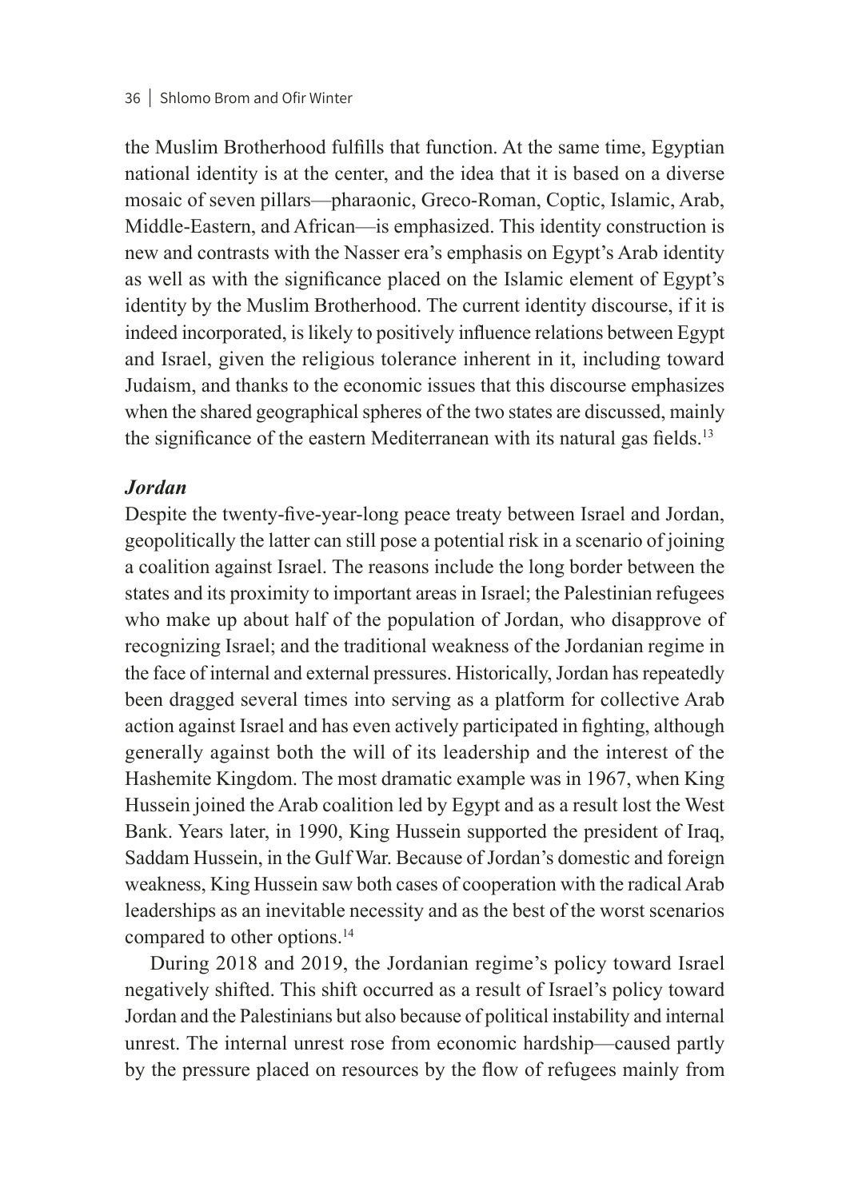the Muslim Brotherhood fulfills that function. At the same time, Egyptian national identity is at the center, and the idea that it is based on a diverse mosaic of seven pillars—pharaonic, Greco-Roman, Coptic, Islamic, Arab, Middle-Eastern, and African—is emphasized. This identity construction is new and contrasts with the Nasser era's emphasis on Egypt's Arab identity as well as with the significance placed on the Islamic element of Egypt's identity by the Muslim Brotherhood. The current identity discourse, if it is indeed incorporated, is likely to positively influence relations between Egypt and Israel, given the religious tolerance inherent in it, including toward Judaism, and thanks to the economic issues that this discourse emphasizes when the shared geographical spheres of the two states are discussed, mainly the significance of the eastern Mediterranean with its natural gas fields.[13]

### *Jordan*

Despite the twenty-five-year-long peace treaty between Israel and Jordan, geopolitically the latter can still pose a potential risk in a scenario of joining a coalition against Israel. The reasons include the long border between the states and its proximity to important areas in Israel; the Palestinian refugees who make up about half of the population of Jordan, who disapprove of recognizing Israel; and the traditional weakness of the Jordanian regime in the face of internal and external pressures. Historically, Jordan has repeatedly been dragged several times into serving as a platform for collective Arab action against Israel and has even actively participated in fighting, although generally against both the will of its leadership and the interest of the Hashemite Kingdom. The most dramatic example was in 1967, when King Hussein joined the Arab coalition led by Egypt and as a result lost the West Bank. Years later, in 1990, King Hussein supported the president of Iraq, Saddam Hussein, in the Gulf War. Because of Jordan's domestic and foreign weakness, King Hussein saw both cases of cooperation with the radical Arab leaderships as an inevitable necessity and as the best of the worst scenarios compared to other options.[14]

During 2018 and 2019, the Jordanian regime's policy toward Israel negatively shifted. This shift occurred as a result of Israel's policy toward Jordan and the Palestinians but also because of political instability and internal unrest. The internal unrest rose from economic hardship—caused partly by the pressure placed on resources by the flow of refugees mainly from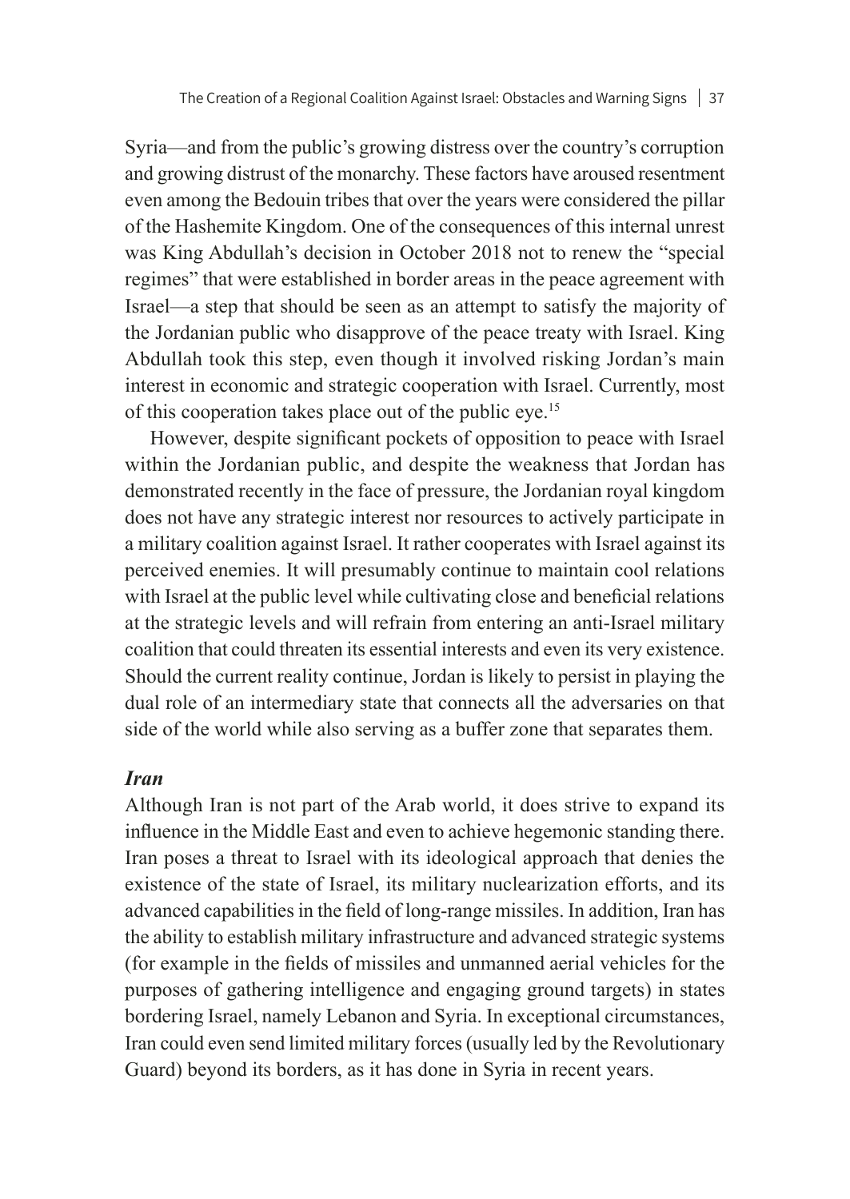Syria—and from the public's growing distress over the country's corruption and growing distrust of the monarchy. These factors have aroused resentment even among the Bedouin tribes that over the years were considered the pillar of the Hashemite Kingdom. One of the consequences of this internal unrest was King Abdullah's decision in October 2018 not to renew the "special regimes" that were established in border areas in the peace agreement with Israel—a step that should be seen as an attempt to satisfy the majority of the Jordanian public who disapprove of the peace treaty with Israel. King Abdullah took this step, even though it involved risking Jordan's main interest in economic and strategic cooperation with Israel. Currently, most of this cooperation takes place out of the public eye.[15]

However, despite significant pockets of opposition to peace with Israel within the Jordanian public, and despite the weakness that Jordan has demonstrated recently in the face of pressure, the Jordanian royal kingdom does not have any strategic interest nor resources to actively participate in a military coalition against Israel. It rather cooperates with Israel against its perceived enemies. It will presumably continue to maintain cool relations with Israel at the public level while cultivating close and beneficial relations at the strategic levels and will refrain from entering an anti-Israel military coalition that could threaten its essential interests and even its very existence. Should the current reality continue, Jordan is likely to persist in playing the dual role of an intermediary state that connects all the adversaries on that side of the world while also serving as a buffer zone that separates them.

### *Iran*

Although Iran is not part of the Arab world, it does strive to expand its influence in the Middle East and even to achieve hegemonic standing there. Iran poses a threat to Israel with its ideological approach that denies the existence of the state of Israel, its military nuclearization efforts, and its advanced capabilities in the field of long-range missiles. In addition, Iran has the ability to establish military infrastructure and advanced strategic systems (for example in the fields of missiles and unmanned aerial vehicles for the purposes of gathering intelligence and engaging ground targets) in states bordering Israel, namely Lebanon and Syria. In exceptional circumstances, Iran could even send limited military forces (usually led by the Revolutionary Guard) beyond its borders, as it has done in Syria in recent years.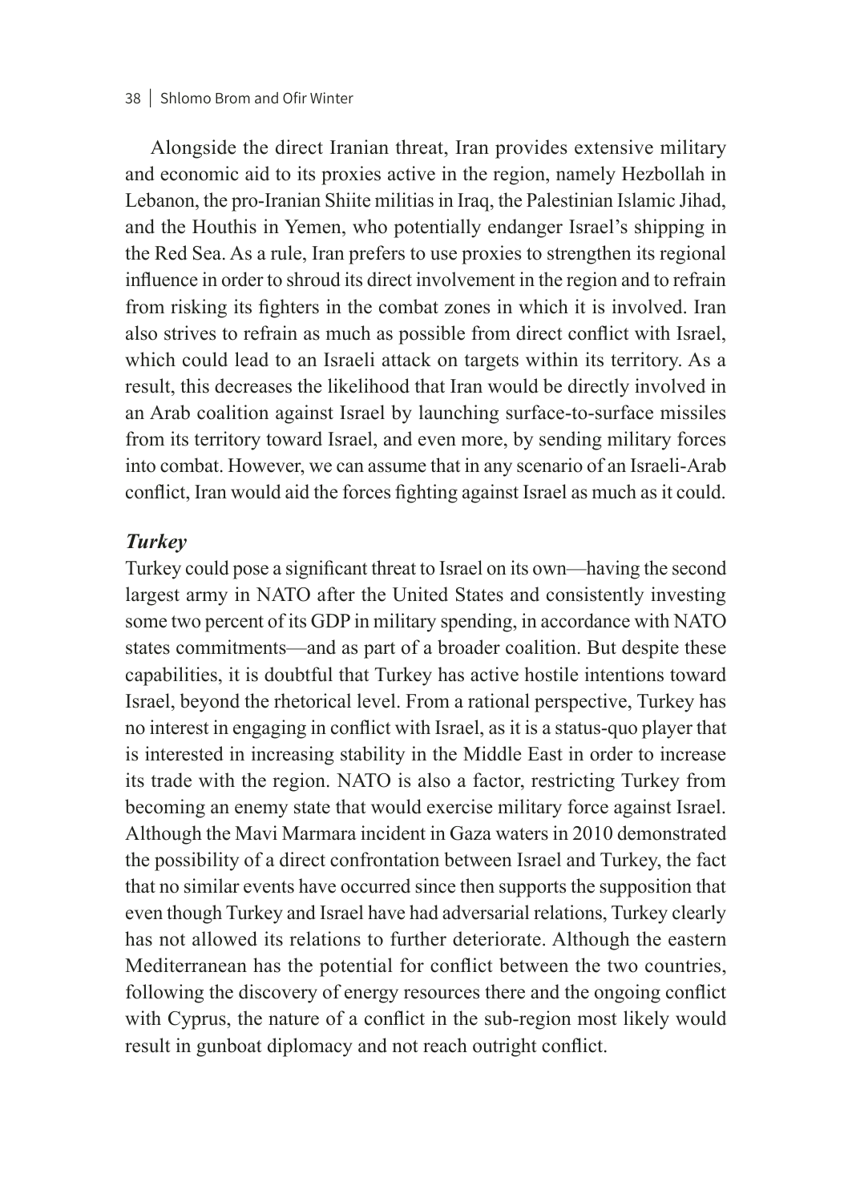Alongside the direct Iranian threat, Iran provides extensive military and economic aid to its proxies active in the region, namely Hezbollah in Lebanon, the pro-Iranian Shiite militias in Iraq, the Palestinian Islamic Jihad, and the Houthis in Yemen, who potentially endanger Israel's shipping in the Red Sea. As a rule, Iran prefers to use proxies to strengthen its regional influence in order to shroud its direct involvement in the region and to refrain from risking its fighters in the combat zones in which it is involved. Iran also strives to refrain as much as possible from direct conflict with Israel, which could lead to an Israeli attack on targets within its territory. As a result, this decreases the likelihood that Iran would be directly involved in an Arab coalition against Israel by launching surface-to-surface missiles from its territory toward Israel, and even more, by sending military forces into combat. However, we can assume that in any scenario of an Israeli-Arab conflict, Iran would aid the forces fighting against Israel as much as it could.

### *Turkey*

Turkey could pose a significant threat to Israel on its own—having the second largest army in NATO after the United States and consistently investing some two percent of its GDP in military spending, in accordance with NATO states commitments—and as part of a broader coalition. But despite these capabilities, it is doubtful that Turkey has active hostile intentions toward Israel, beyond the rhetorical level. From a rational perspective, Turkey has no interest in engaging in conflict with Israel, as it is a status-quo player that is interested in increasing stability in the Middle East in order to increase its trade with the region. NATO is also a factor, restricting Turkey from becoming an enemy state that would exercise military force against Israel. Although the Mavi Marmara incident in Gaza waters in 2010 demonstrated the possibility of a direct confrontation between Israel and Turkey, the fact that no similar events have occurred since then supports the supposition that even though Turkey and Israel have had adversarial relations, Turkey clearly has not allowed its relations to further deteriorate. Although the eastern Mediterranean has the potential for conflict between the two countries, following the discovery of energy resources there and the ongoing conflict with Cyprus, the nature of a conflict in the sub-region most likely would result in gunboat diplomacy and not reach outright conflict.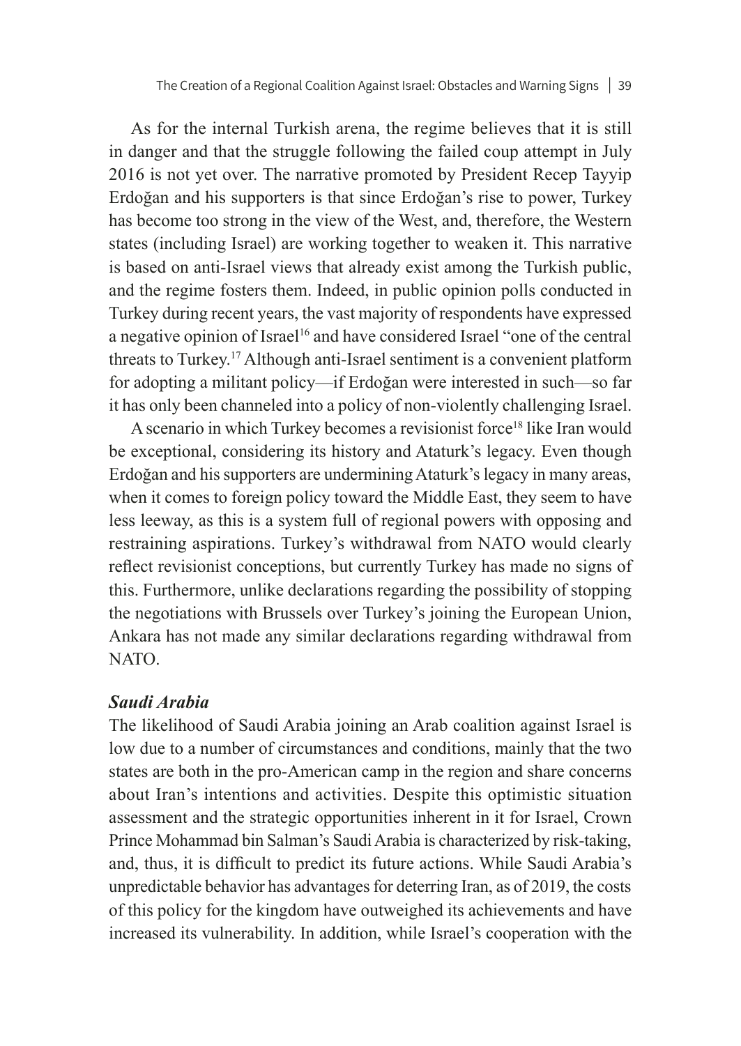As for the internal Turkish arena, the regime believes that it is still in danger and that the struggle following the failed coup attempt in July 2016 is not yet over. The narrative promoted by President Recep Tayyip Erdoğan and his supporters is that since Erdoğan's rise to power, Turkey has become too strong in the view of the West, and, therefore, the Western states (including Israel) are working together to weaken it. This narrative is based on anti-Israel views that already exist among the Turkish public, and the regime fosters them. Indeed, in public opinion polls conducted in Turkey during recent years, the vast majority of respondents have expressed a negative opinion of Israel[16] and have considered Israel "one of the central threats to Turkey.[17] Although anti-Israel sentiment is a convenient platform for adopting a militant policy—if Erdoğan were interested in such—so far it has only been channeled into a policy of non-violently challenging Israel.

A scenario in which Turkey becomes a revisionist force[18] like Iran would be exceptional, considering its history and Ataturk's legacy. Even though Erdoğan and his supporters are undermining Ataturk's legacy in many areas, when it comes to foreign policy toward the Middle East, they seem to have less leeway, as this is a system full of regional powers with opposing and restraining aspirations. Turkey's withdrawal from NATO would clearly reflect revisionist conceptions, but currently Turkey has made no signs of this. Furthermore, unlike declarations regarding the possibility of stopping the negotiations with Brussels over Turkey's joining the European Union, Ankara has not made any similar declarations regarding withdrawal from NATO.

### *Saudi Arabia*

The likelihood of Saudi Arabia joining an Arab coalition against Israel is low due to a number of circumstances and conditions, mainly that the two states are both in the pro-American camp in the region and share concerns about Iran's intentions and activities. Despite this optimistic situation assessment and the strategic opportunities inherent in it for Israel, Crown Prince Mohammad bin Salman's Saudi Arabia is characterized by risk-taking, and, thus, it is difficult to predict its future actions. While Saudi Arabia's unpredictable behavior has advantages for deterring Iran, as of 2019, the costs of this policy for the kingdom have outweighed its achievements and have increased its vulnerability. In addition, while Israel's cooperation with the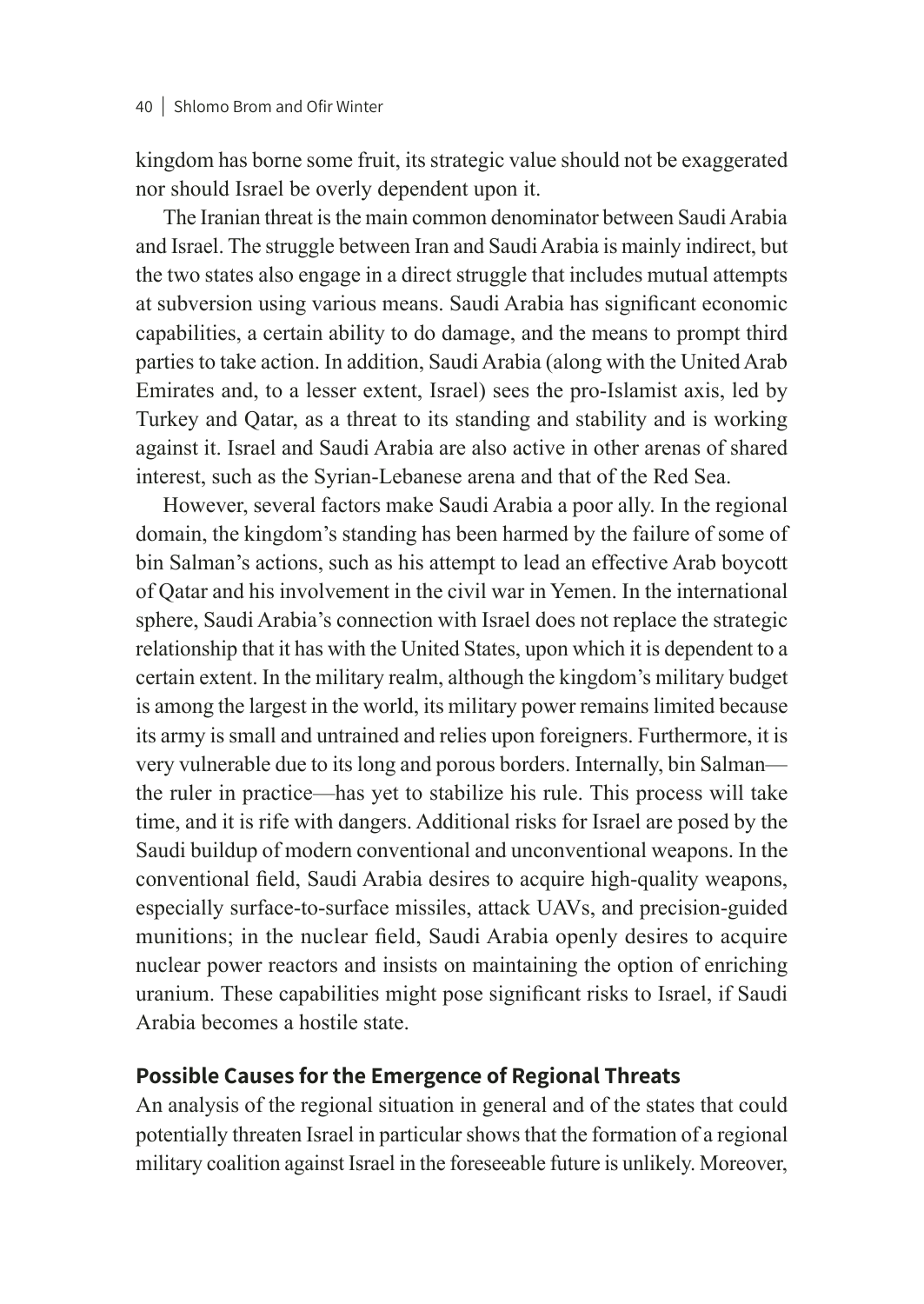kingdom has borne some fruit, its strategic value should not be exaggerated nor should Israel be overly dependent upon it.

The Iranian threat is the main common denominator between Saudi Arabia and Israel. The struggle between Iran and Saudi Arabia is mainly indirect, but the two states also engage in a direct struggle that includes mutual attempts at subversion using various means. Saudi Arabia has significant economic capabilities, a certain ability to do damage, and the means to prompt third parties to take action. In addition, Saudi Arabia (along with the United Arab Emirates and, to a lesser extent, Israel) sees the pro-Islamist axis, led by Turkey and Qatar, as a threat to its standing and stability and is working against it. Israel and Saudi Arabia are also active in other arenas of shared interest, such as the Syrian-Lebanese arena and that of the Red Sea.

However, several factors make Saudi Arabia a poor ally. In the regional domain, the kingdom's standing has been harmed by the failure of some of bin Salman's actions, such as his attempt to lead an effective Arab boycott of Qatar and his involvement in the civil war in Yemen. In the international sphere, Saudi Arabia's connection with Israel does not replace the strategic relationship that it has with the United States, upon which it is dependent to a certain extent. In the military realm, although the kingdom's military budget is among the largest in the world, its military power remains limited because its army is small and untrained and relies upon foreigners. Furthermore, it is very vulnerable due to its long and porous borders. Internally, bin Salman—the ruler in practice—has yet to stabilize his rule. This process will take time, and it is rife with dangers. Additional risks for Israel are posed by the Saudi buildup of modern conventional and unconventional weapons. In the conventional field, Saudi Arabia desires to acquire high-quality weapons, especially surface-to-surface missiles, attack UAVs, and precision-guided munitions; in the nuclear field, Saudi Arabia openly desires to acquire nuclear power reactors and insists on maintaining the option of enriching uranium. These capabilities might pose significant risks to Israel, if Saudi Arabia becomes a hostile state.

## Possible Causes for the Emergence of Regional Threats

An analysis of the regional situation in general and of the states that could potentially threaten Israel in particular shows that the formation of a regional military coalition against Israel in the foreseeable future is unlikely. Moreover,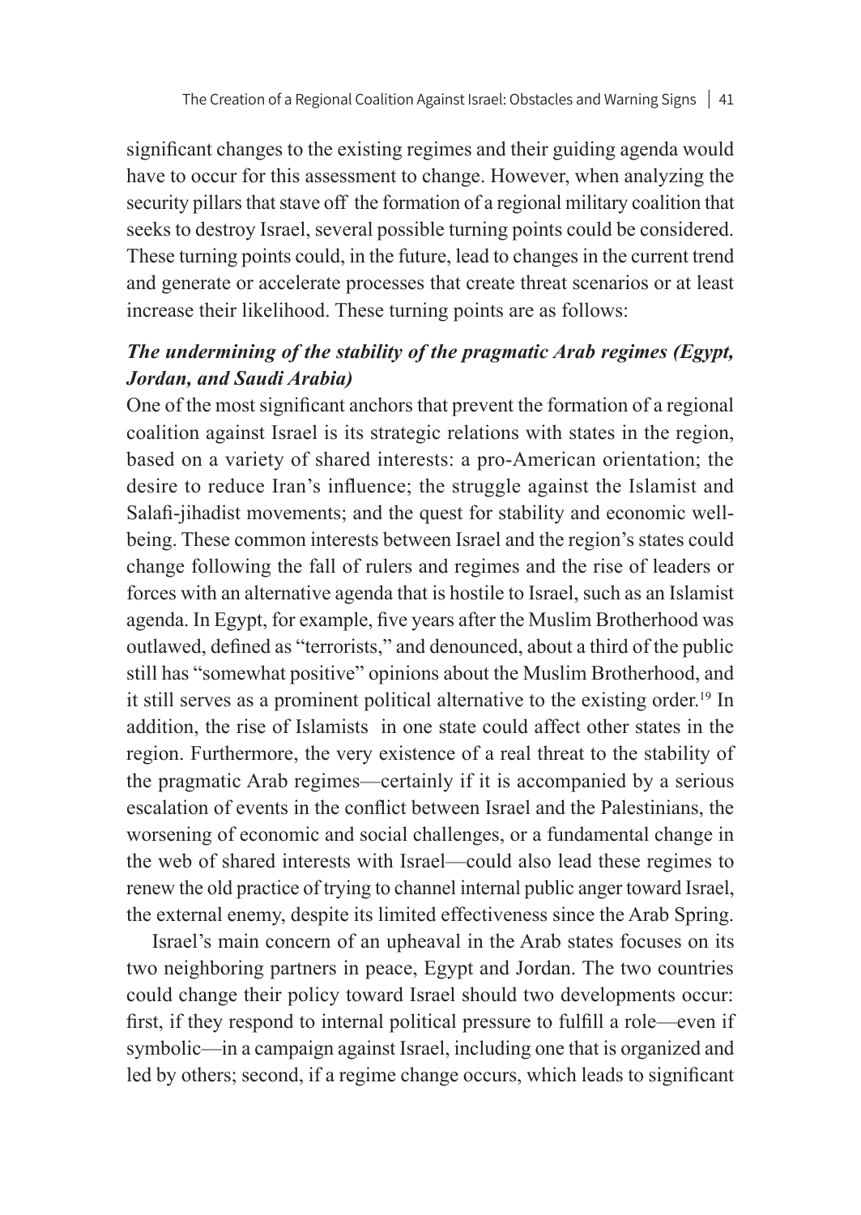significant changes to the existing regimes and their guiding agenda would have to occur for this assessment to change. However, when analyzing the security pillars that stave off the formation of a regional military coalition that seeks to destroy Israel, several possible turning points could be considered. These turning points could, in the future, lead to changes in the current trend and generate or accelerate processes that create threat scenarios or at least increase their likelihood. These turning points are as follows:

***The undermining of the stability of the pragmatic Arab regimes (Egypt, Jordan, and Saudi Arabia)***

One of the most significant anchors that prevent the formation of a regional coalition against Israel is its strategic relations with states in the region, based on a variety of shared interests: a pro-American orientation; the desire to reduce Iran's influence; the struggle against the Islamist and Salafi-jihadist movements; and the quest for stability and economic well-being. These common interests between Israel and the region's states could change following the fall of rulers and regimes and the rise of leaders or forces with an alternative agenda that is hostile to Israel, such as an Islamist agenda. In Egypt, for example, five years after the Muslim Brotherhood was outlawed, defined as "terrorists," and denounced, about a third of the public still has "somewhat positive" opinions about the Muslim Brotherhood, and it still serves as a prominent political alternative to the existing order.[19] In addition, the rise of Islamists in one state could affect other states in the region. Furthermore, the very existence of a real threat to the stability of the pragmatic Arab regimes—certainly if it is accompanied by a serious escalation of events in the conflict between Israel and the Palestinians, the worsening of economic and social challenges, or a fundamental change in the web of shared interests with Israel—could also lead these regimes to renew the old practice of trying to channel internal public anger toward Israel, the external enemy, despite its limited effectiveness since the Arab Spring.

Israel's main concern of an upheaval in the Arab states focuses on its two neighboring partners in peace, Egypt and Jordan. The two countries could change their policy toward Israel should two developments occur: first, if they respond to internal political pressure to fulfill a role—even if symbolic—in a campaign against Israel, including one that is organized and led by others; second, if a regime change occurs, which leads to significant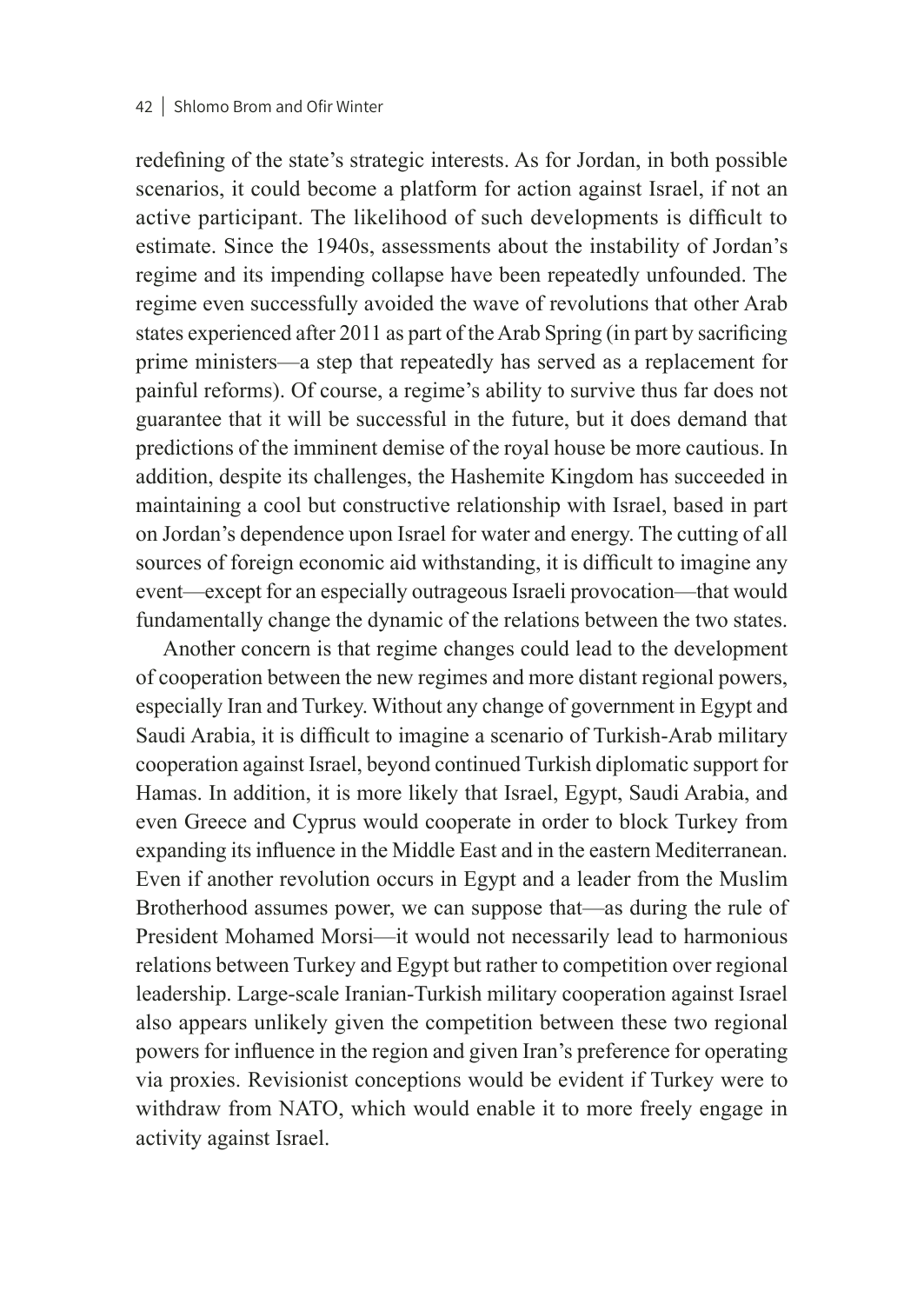redefining of the state's strategic interests. As for Jordan, in both possible scenarios, it could become a platform for action against Israel, if not an active participant. The likelihood of such developments is difficult to estimate. Since the 1940s, assessments about the instability of Jordan's regime and its impending collapse have been repeatedly unfounded. The regime even successfully avoided the wave of revolutions that other Arab states experienced after 2011 as part of the Arab Spring (in part by sacrificing prime ministers—a step that repeatedly has served as a replacement for painful reforms). Of course, a regime's ability to survive thus far does not guarantee that it will be successful in the future, but it does demand that predictions of the imminent demise of the royal house be more cautious. In addition, despite its challenges, the Hashemite Kingdom has succeeded in maintaining a cool but constructive relationship with Israel, based in part on Jordan's dependence upon Israel for water and energy. The cutting of all sources of foreign economic aid withstanding, it is difficult to imagine any event—except for an especially outrageous Israeli provocation—that would fundamentally change the dynamic of the relations between the two states.

Another concern is that regime changes could lead to the development of cooperation between the new regimes and more distant regional powers, especially Iran and Turkey. Without any change of government in Egypt and Saudi Arabia, it is difficult to imagine a scenario of Turkish-Arab military cooperation against Israel, beyond continued Turkish diplomatic support for Hamas. In addition, it is more likely that Israel, Egypt, Saudi Arabia, and even Greece and Cyprus would cooperate in order to block Turkey from expanding its influence in the Middle East and in the eastern Mediterranean. Even if another revolution occurs in Egypt and a leader from the Muslim Brotherhood assumes power, we can suppose that—as during the rule of President Mohamed Morsi—it would not necessarily lead to harmonious relations between Turkey and Egypt but rather to competition over regional leadership. Large-scale Iranian-Turkish military cooperation against Israel also appears unlikely given the competition between these two regional powers for influence in the region and given Iran's preference for operating via proxies. Revisionist conceptions would be evident if Turkey were to withdraw from NATO, which would enable it to more freely engage in activity against Israel.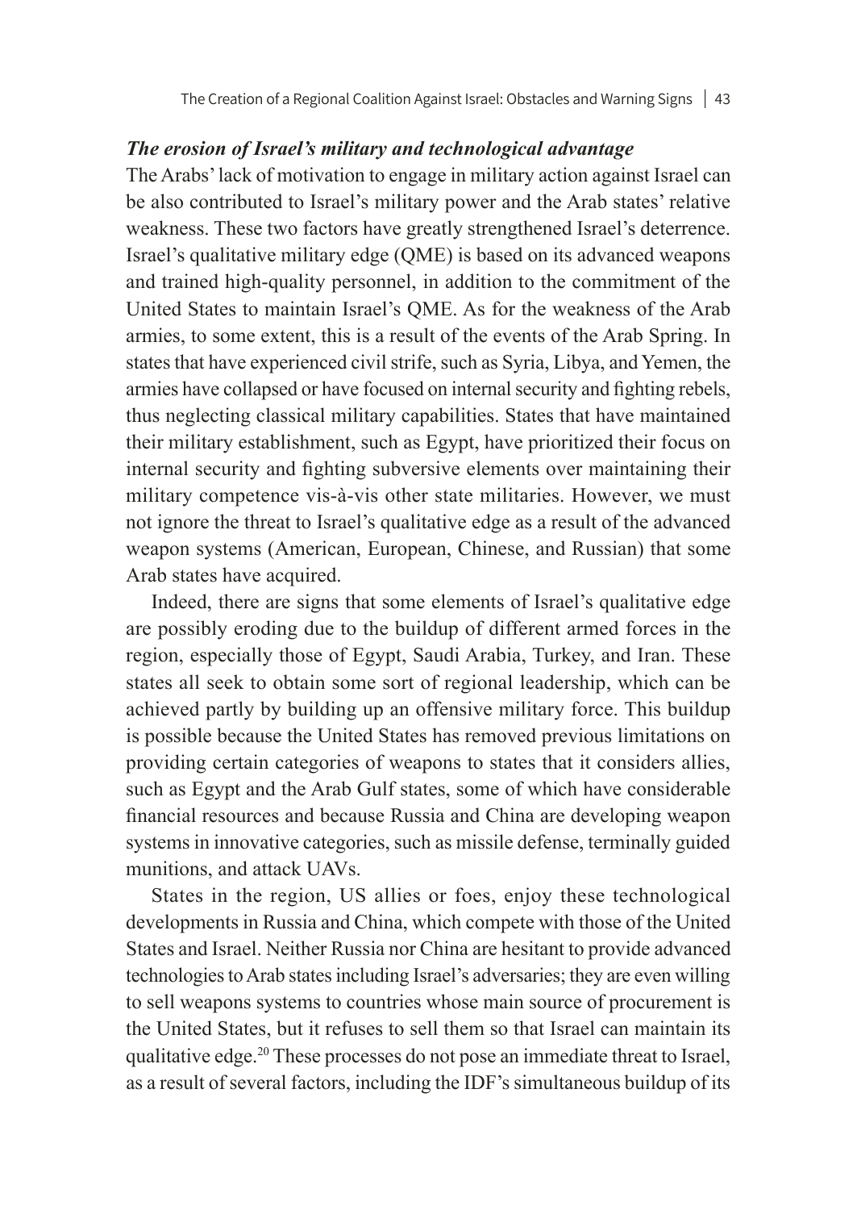### *The erosion of Israel's military and technological advantage*

The Arabs' lack of motivation to engage in military action against Israel can be also contributed to Israel's military power and the Arab states' relative weakness. These two factors have greatly strengthened Israel's deterrence. Israel's qualitative military edge (QME) is based on its advanced weapons and trained high-quality personnel, in addition to the commitment of the United States to maintain Israel's QME. As for the weakness of the Arab armies, to some extent, this is a result of the events of the Arab Spring. In states that have experienced civil strife, such as Syria, Libya, and Yemen, the armies have collapsed or have focused on internal security and fighting rebels, thus neglecting classical military capabilities. States that have maintained their military establishment, such as Egypt, have prioritized their focus on internal security and fighting subversive elements over maintaining their military competence vis-à-vis other state militaries. However, we must not ignore the threat to Israel's qualitative edge as a result of the advanced weapon systems (American, European, Chinese, and Russian) that some Arab states have acquired.

Indeed, there are signs that some elements of Israel's qualitative edge are possibly eroding due to the buildup of different armed forces in the region, especially those of Egypt, Saudi Arabia, Turkey, and Iran. These states all seek to obtain some sort of regional leadership, which can be achieved partly by building up an offensive military force. This buildup is possible because the United States has removed previous limitations on providing certain categories of weapons to states that it considers allies, such as Egypt and the Arab Gulf states, some of which have considerable financial resources and because Russia and China are developing weapon systems in innovative categories, such as missile defense, terminally guided munitions, and attack UAVs.

States in the region, US allies or foes, enjoy these technological developments in Russia and China, which compete with those of the United States and Israel. Neither Russia nor China are hesitant to provide advanced technologies to Arab states including Israel's adversaries; they are even willing to sell weapons systems to countries whose main source of procurement is the United States, but it refuses to sell them so that Israel can maintain its qualitative edge.[20] These processes do not pose an immediate threat to Israel, as a result of several factors, including the IDF's simultaneous buildup of its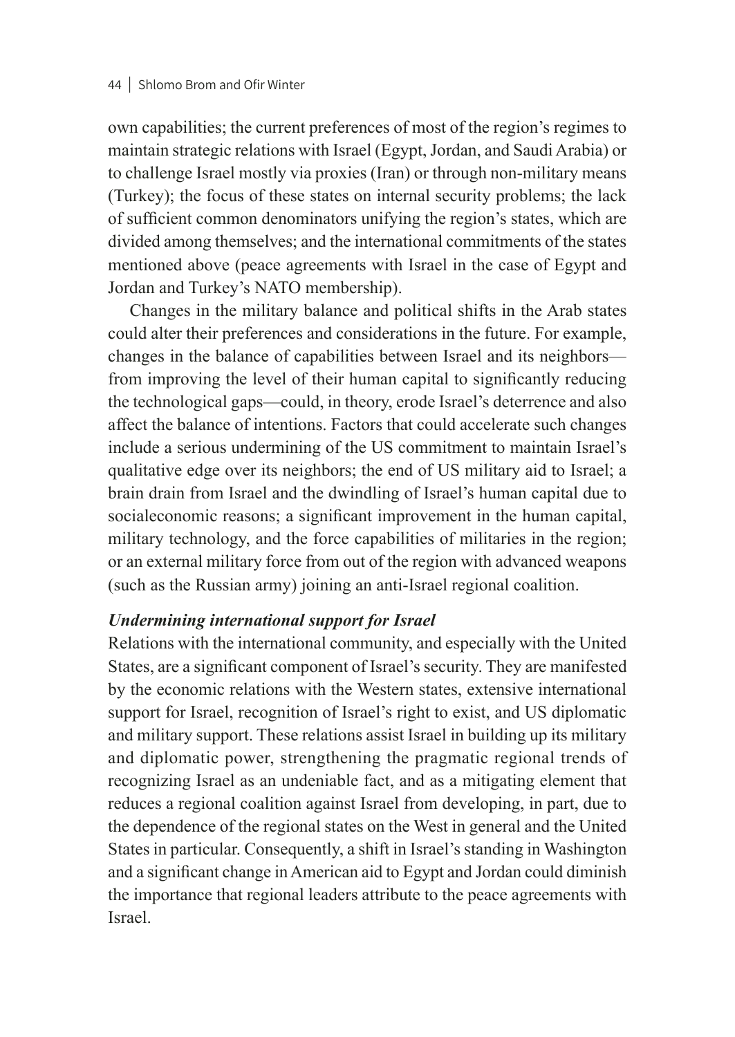own capabilities; the current preferences of most of the region's regimes to maintain strategic relations with Israel (Egypt, Jordan, and Saudi Arabia) or to challenge Israel mostly via proxies (Iran) or through non-military means (Turkey); the focus of these states on internal security problems; the lack of sufficient common denominators unifying the region's states, which are divided among themselves; and the international commitments of the states mentioned above (peace agreements with Israel in the case of Egypt and Jordan and Turkey's NATO membership).

Changes in the military balance and political shifts in the Arab states could alter their preferences and considerations in the future. For example, changes in the balance of capabilities between Israel and its neighbors—from improving the level of their human capital to significantly reducing the technological gaps—could, in theory, erode Israel's deterrence and also affect the balance of intentions. Factors that could accelerate such changes include a serious undermining of the US commitment to maintain Israel's qualitative edge over its neighbors; the end of US military aid to Israel; a brain drain from Israel and the dwindling of Israel's human capital due to socialeconomic reasons; a significant improvement in the human capital, military technology, and the force capabilities of militaries in the region; or an external military force from out of the region with advanced weapons (such as the Russian army) joining an anti-Israel regional coalition.

***Undermining international support for Israel***

Relations with the international community, and especially with the United States, are a significant component of Israel's security. They are manifested by the economic relations with the Western states, extensive international support for Israel, recognition of Israel's right to exist, and US diplomatic and military support. These relations assist Israel in building up its military and diplomatic power, strengthening the pragmatic regional trends of recognizing Israel as an undeniable fact, and as a mitigating element that reduces a regional coalition against Israel from developing, in part, due to the dependence of the regional states on the West in general and the United States in particular. Consequently, a shift in Israel's standing in Washington and a significant change in American aid to Egypt and Jordan could diminish the importance that regional leaders attribute to the peace agreements with Israel.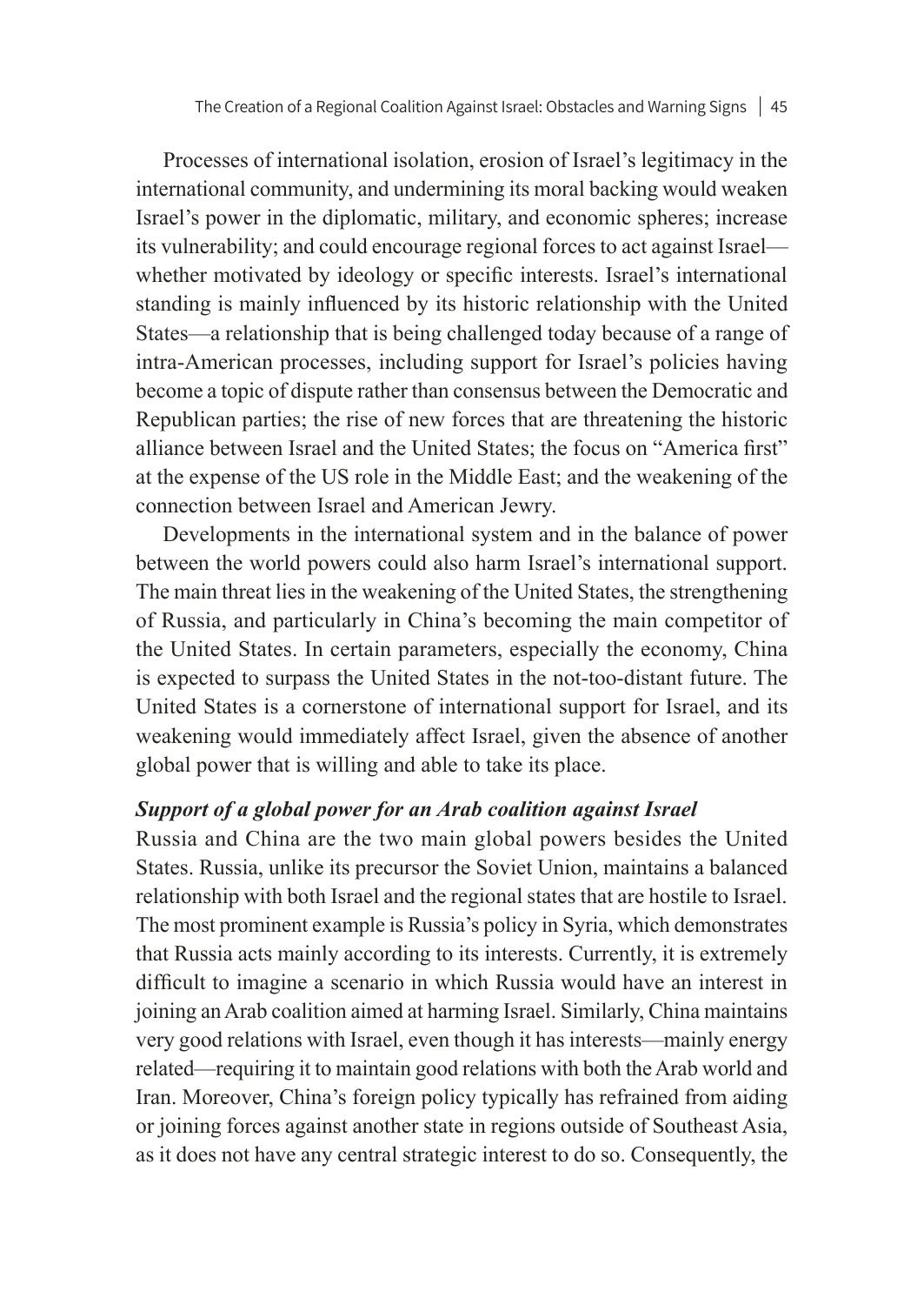Processes of international isolation, erosion of Israel's legitimacy in the international community, and undermining its moral backing would weaken Israel's power in the diplomatic, military, and economic spheres; increase its vulnerability; and could encourage regional forces to act against Israel—whether motivated by ideology or specific interests. Israel's international standing is mainly influenced by its historic relationship with the United States—a relationship that is being challenged today because of a range of intra-American processes, including support for Israel's policies having become a topic of dispute rather than consensus between the Democratic and Republican parties; the rise of new forces that are threatening the historic alliance between Israel and the United States; the focus on "America first" at the expense of the US role in the Middle East; and the weakening of the connection between Israel and American Jewry.

Developments in the international system and in the balance of power between the world powers could also harm Israel's international support. The main threat lies in the weakening of the United States, the strengthening of Russia, and particularly in China's becoming the main competitor of the United States. In certain parameters, especially the economy, China is expected to surpass the United States in the not-too-distant future. The United States is a cornerstone of international support for Israel, and its weakening would immediately affect Israel, given the absence of another global power that is willing and able to take its place.

***Support of a global power for an Arab coalition against Israel***

Russia and China are the two main global powers besides the United States. Russia, unlike its precursor the Soviet Union, maintains a balanced relationship with both Israel and the regional states that are hostile to Israel. The most prominent example is Russia's policy in Syria, which demonstrates that Russia acts mainly according to its interests. Currently, it is extremely difficult to imagine a scenario in which Russia would have an interest in joining an Arab coalition aimed at harming Israel. Similarly, China maintains very good relations with Israel, even though it has interests—mainly energy related—requiring it to maintain good relations with both the Arab world and Iran. Moreover, China's foreign policy typically has refrained from aiding or joining forces against another state in regions outside of Southeast Asia, as it does not have any central strategic interest to do so. Consequently, the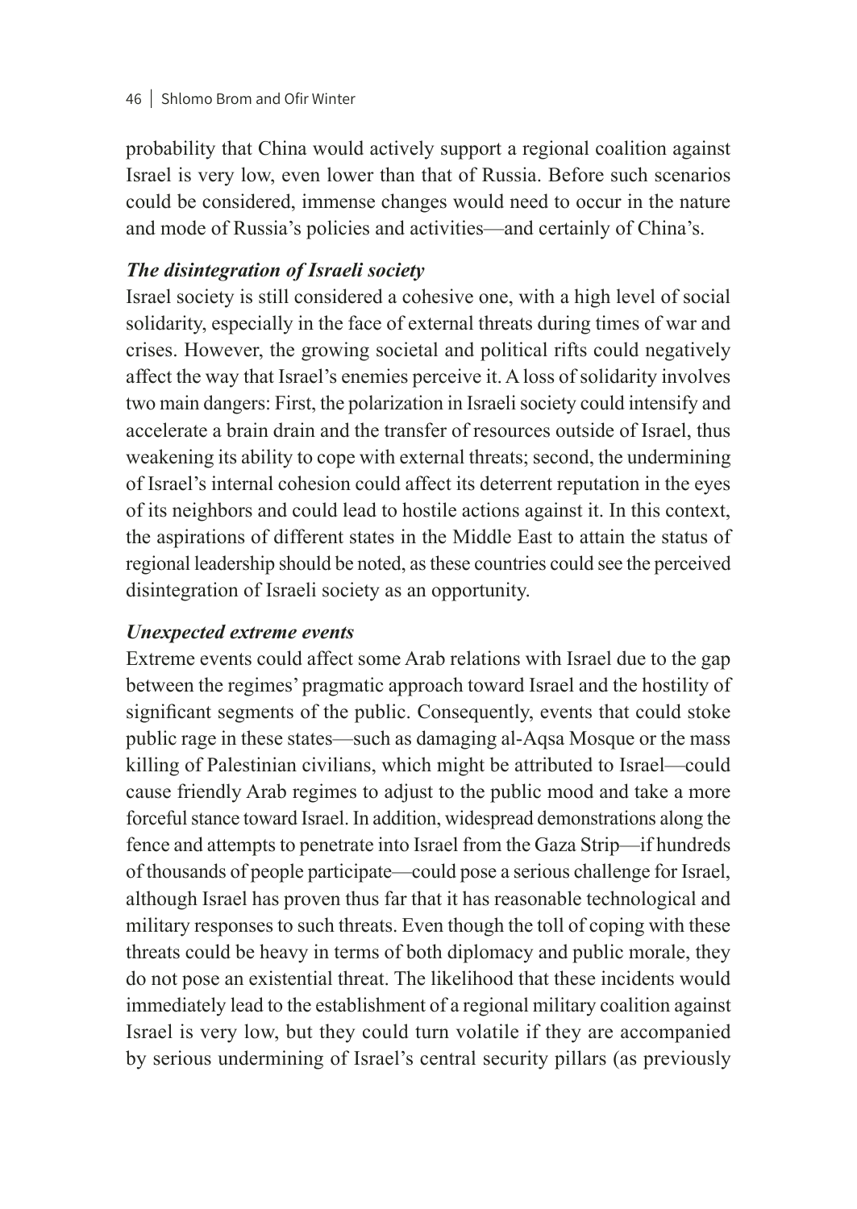probability that China would actively support a regional coalition against Israel is very low, even lower than that of Russia. Before such scenarios could be considered, immense changes would need to occur in the nature and mode of Russia's policies and activities—and certainly of China's.

***The disintegration of Israeli society***

Israel society is still considered a cohesive one, with a high level of social solidarity, especially in the face of external threats during times of war and crises. However, the growing societal and political rifts could negatively affect the way that Israel's enemies perceive it. A loss of solidarity involves two main dangers: First, the polarization in Israeli society could intensify and accelerate a brain drain and the transfer of resources outside of Israel, thus weakening its ability to cope with external threats; second, the undermining of Israel's internal cohesion could affect its deterrent reputation in the eyes of its neighbors and could lead to hostile actions against it. In this context, the aspirations of different states in the Middle East to attain the status of regional leadership should be noted, as these countries could see the perceived disintegration of Israeli society as an opportunity.

***Unexpected extreme events***

Extreme events could affect some Arab relations with Israel due to the gap between the regimes' pragmatic approach toward Israel and the hostility of significant segments of the public. Consequently, events that could stoke public rage in these states—such as damaging al-Aqsa Mosque or the mass killing of Palestinian civilians, which might be attributed to Israel—could cause friendly Arab regimes to adjust to the public mood and take a more forceful stance toward Israel. In addition, widespread demonstrations along the fence and attempts to penetrate into Israel from the Gaza Strip—if hundreds of thousands of people participate—could pose a serious challenge for Israel, although Israel has proven thus far that it has reasonable technological and military responses to such threats. Even though the toll of coping with these threats could be heavy in terms of both diplomacy and public morale, they do not pose an existential threat. The likelihood that these incidents would immediately lead to the establishment of a regional military coalition against Israel is very low, but they could turn volatile if they are accompanied by serious undermining of Israel's central security pillars (as previously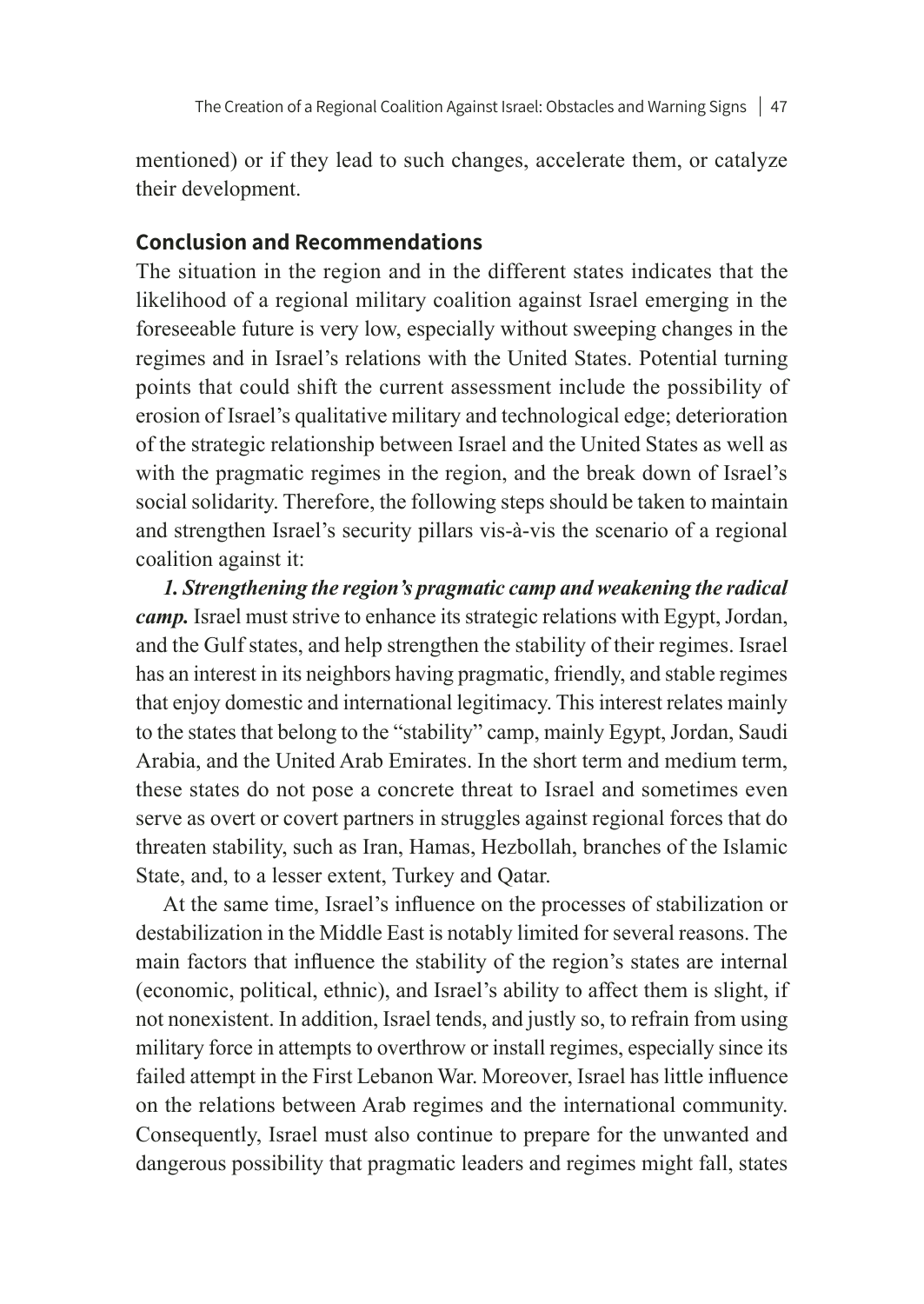mentioned) or if they lead to such changes, accelerate them, or catalyze their development.

## Conclusion and Recommendations

The situation in the region and in the different states indicates that the likelihood of a regional military coalition against Israel emerging in the foreseeable future is very low, especially without sweeping changes in the regimes and in Israel's relations with the United States. Potential turning points that could shift the current assessment include the possibility of erosion of Israel's qualitative military and technological edge; deterioration of the strategic relationship between Israel and the United States as well as with the pragmatic regimes in the region, and the break down of Israel's social solidarity. Therefore, the following steps should be taken to maintain and strengthen Israel's security pillars vis-à-vis the scenario of a regional coalition against it:

***1. Strengthening the region's pragmatic camp and weakening the radical camp.*** Israel must strive to enhance its strategic relations with Egypt, Jordan, and the Gulf states, and help strengthen the stability of their regimes. Israel has an interest in its neighbors having pragmatic, friendly, and stable regimes that enjoy domestic and international legitimacy. This interest relates mainly to the states that belong to the "stability" camp, mainly Egypt, Jordan, Saudi Arabia, and the United Arab Emirates. In the short term and medium term, these states do not pose a concrete threat to Israel and sometimes even serve as overt or covert partners in struggles against regional forces that do threaten stability, such as Iran, Hamas, Hezbollah, branches of the Islamic State, and, to a lesser extent, Turkey and Qatar.

At the same time, Israel's influence on the processes of stabilization or destabilization in the Middle East is notably limited for several reasons. The main factors that influence the stability of the region's states are internal (economic, political, ethnic), and Israel's ability to affect them is slight, if not nonexistent. In addition, Israel tends, and justly so, to refrain from using military force in attempts to overthrow or install regimes, especially since its failed attempt in the First Lebanon War. Moreover, Israel has little influence on the relations between Arab regimes and the international community. Consequently, Israel must also continue to prepare for the unwanted and dangerous possibility that pragmatic leaders and regimes might fall, states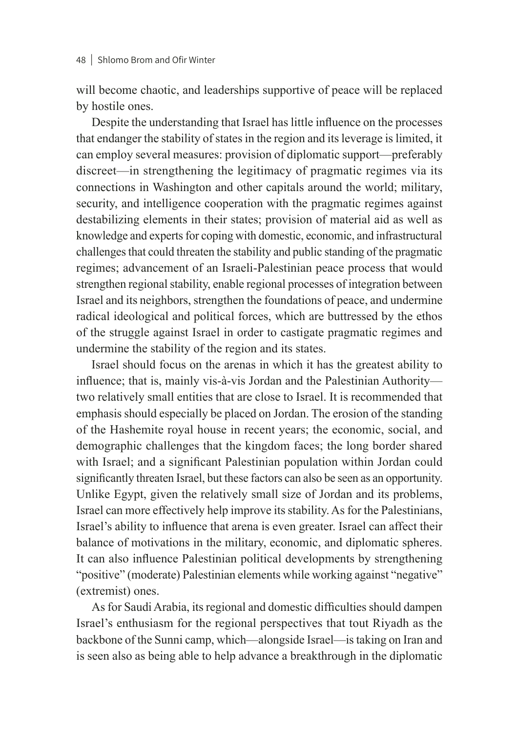will become chaotic, and leaderships supportive of peace will be replaced by hostile ones.

Despite the understanding that Israel has little influence on the processes that endanger the stability of states in the region and its leverage is limited, it can employ several measures: provision of diplomatic support—preferably discreet—in strengthening the legitimacy of pragmatic regimes via its connections in Washington and other capitals around the world; military, security, and intelligence cooperation with the pragmatic regimes against destabilizing elements in their states; provision of material aid as well as knowledge and experts for coping with domestic, economic, and infrastructural challenges that could threaten the stability and public standing of the pragmatic regimes; advancement of an Israeli-Palestinian peace process that would strengthen regional stability, enable regional processes of integration between Israel and its neighbors, strengthen the foundations of peace, and undermine radical ideological and political forces, which are buttressed by the ethos of the struggle against Israel in order to castigate pragmatic regimes and undermine the stability of the region and its states.

Israel should focus on the arenas in which it has the greatest ability to influence; that is, mainly vis-à-vis Jordan and the Palestinian Authority—two relatively small entities that are close to Israel. It is recommended that emphasis should especially be placed on Jordan. The erosion of the standing of the Hashemite royal house in recent years; the economic, social, and demographic challenges that the kingdom faces; the long border shared with Israel; and a significant Palestinian population within Jordan could significantly threaten Israel, but these factors can also be seen as an opportunity. Unlike Egypt, given the relatively small size of Jordan and its problems, Israel can more effectively help improve its stability. As for the Palestinians, Israel's ability to influence that arena is even greater. Israel can affect their balance of motivations in the military, economic, and diplomatic spheres. It can also influence Palestinian political developments by strengthening "positive" (moderate) Palestinian elements while working against "negative" (extremist) ones.

As for Saudi Arabia, its regional and domestic difficulties should dampen Israel's enthusiasm for the regional perspectives that tout Riyadh as the backbone of the Sunni camp, which—alongside Israel—is taking on Iran and is seen also as being able to help advance a breakthrough in the diplomatic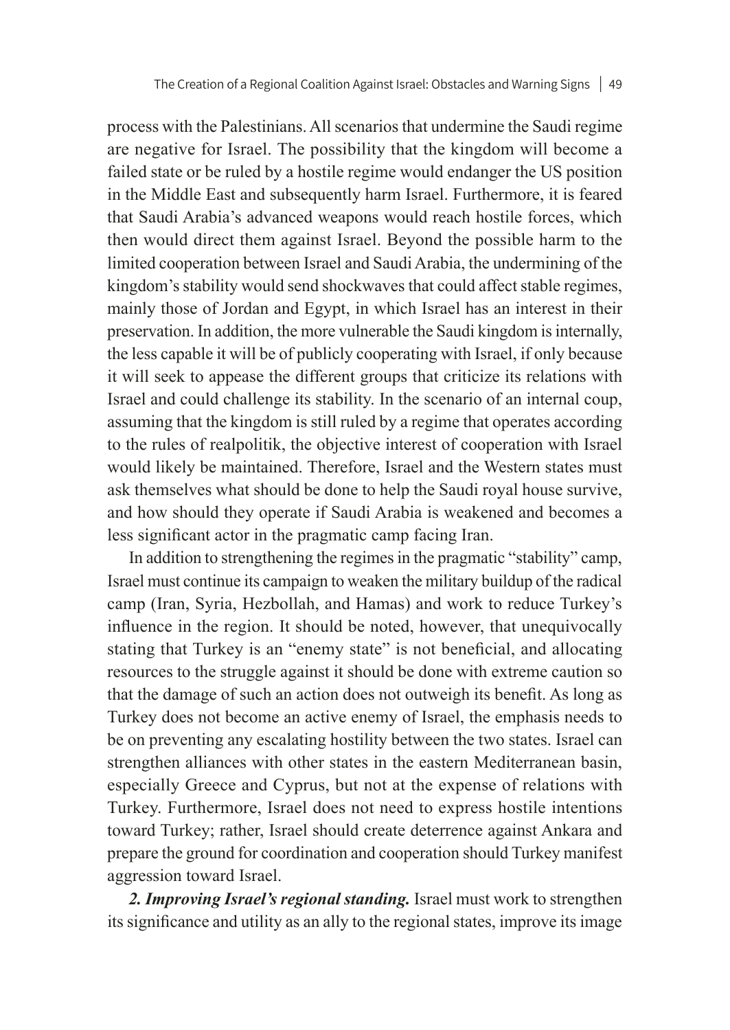process with the Palestinians. All scenarios that undermine the Saudi regime are negative for Israel. The possibility that the kingdom will become a failed state or be ruled by a hostile regime would endanger the US position in the Middle East and subsequently harm Israel. Furthermore, it is feared that Saudi Arabia's advanced weapons would reach hostile forces, which then would direct them against Israel. Beyond the possible harm to the limited cooperation between Israel and Saudi Arabia, the undermining of the kingdom's stability would send shockwaves that could affect stable regimes, mainly those of Jordan and Egypt, in which Israel has an interest in their preservation. In addition, the more vulnerable the Saudi kingdom is internally, the less capable it will be of publicly cooperating with Israel, if only because it will seek to appease the different groups that criticize its relations with Israel and could challenge its stability. In the scenario of an internal coup, assuming that the kingdom is still ruled by a regime that operates according to the rules of realpolitik, the objective interest of cooperation with Israel would likely be maintained. Therefore, Israel and the Western states must ask themselves what should be done to help the Saudi royal house survive, and how should they operate if Saudi Arabia is weakened and becomes a less significant actor in the pragmatic camp facing Iran.

In addition to strengthening the regimes in the pragmatic "stability" camp, Israel must continue its campaign to weaken the military buildup of the radical camp (Iran, Syria, Hezbollah, and Hamas) and work to reduce Turkey's influence in the region. It should be noted, however, that unequivocally stating that Turkey is an "enemy state" is not beneficial, and allocating resources to the struggle against it should be done with extreme caution so that the damage of such an action does not outweigh its benefit. As long as Turkey does not become an active enemy of Israel, the emphasis needs to be on preventing any escalating hostility between the two states. Israel can strengthen alliances with other states in the eastern Mediterranean basin, especially Greece and Cyprus, but not at the expense of relations with Turkey. Furthermore, Israel does not need to express hostile intentions toward Turkey; rather, Israel should create deterrence against Ankara and prepare the ground for coordination and cooperation should Turkey manifest aggression toward Israel.

***2. Improving Israel's regional standing.*** Israel must work to strengthen its significance and utility as an ally to the regional states, improve its image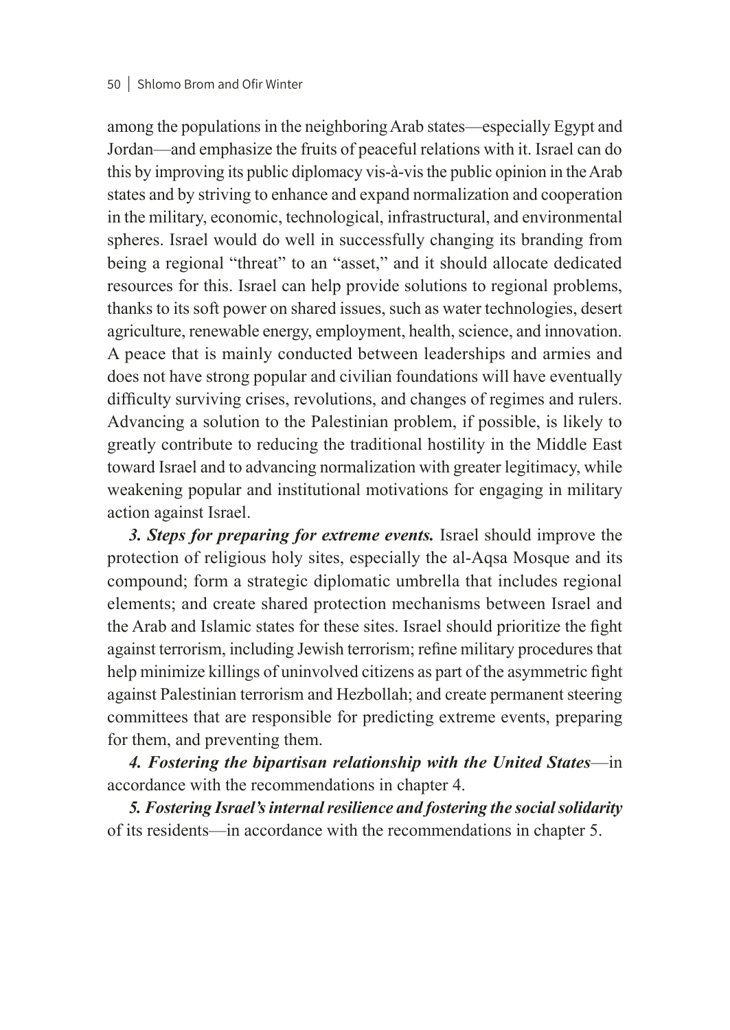among the populations in the neighboring Arab states—especially Egypt and Jordan—and emphasize the fruits of peaceful relations with it. Israel can do this by improving its public diplomacy vis-à-vis the public opinion in the Arab states and by striving to enhance and expand normalization and cooperation in the military, economic, technological, infrastructural, and environmental spheres. Israel would do well in successfully changing its branding from being a regional "threat" to an "asset," and it should allocate dedicated resources for this. Israel can help provide solutions to regional problems, thanks to its soft power on shared issues, such as water technologies, desert agriculture, renewable energy, employment, health, science, and innovation. A peace that is mainly conducted between leaderships and armies and does not have strong popular and civilian foundations will have eventually difficulty surviving crises, revolutions, and changes of regimes and rulers. Advancing a solution to the Palestinian problem, if possible, is likely to greatly contribute to reducing the traditional hostility in the Middle East toward Israel and to advancing normalization with greater legitimacy, while weakening popular and institutional motivations for engaging in military action against Israel.

***3. Steps for preparing for extreme events.*** Israel should improve the protection of religious holy sites, especially the al-Aqsa Mosque and its compound; form a strategic diplomatic umbrella that includes regional elements; and create shared protection mechanisms between Israel and the Arab and Islamic states for these sites. Israel should prioritize the fight against terrorism, including Jewish terrorism; refine military procedures that help minimize killings of uninvolved citizens as part of the asymmetric fight against Palestinian terrorism and Hezbollah; and create permanent steering committees that are responsible for predicting extreme events, preparing for them, and preventing them.

***4. Fostering the bipartisan relationship with the United States***—in accordance with the recommendations in chapter 4.

***5. Fostering Israel's internal resilience and fostering the social solidarity*** of its residents—in accordance with the recommendations in chapter 5.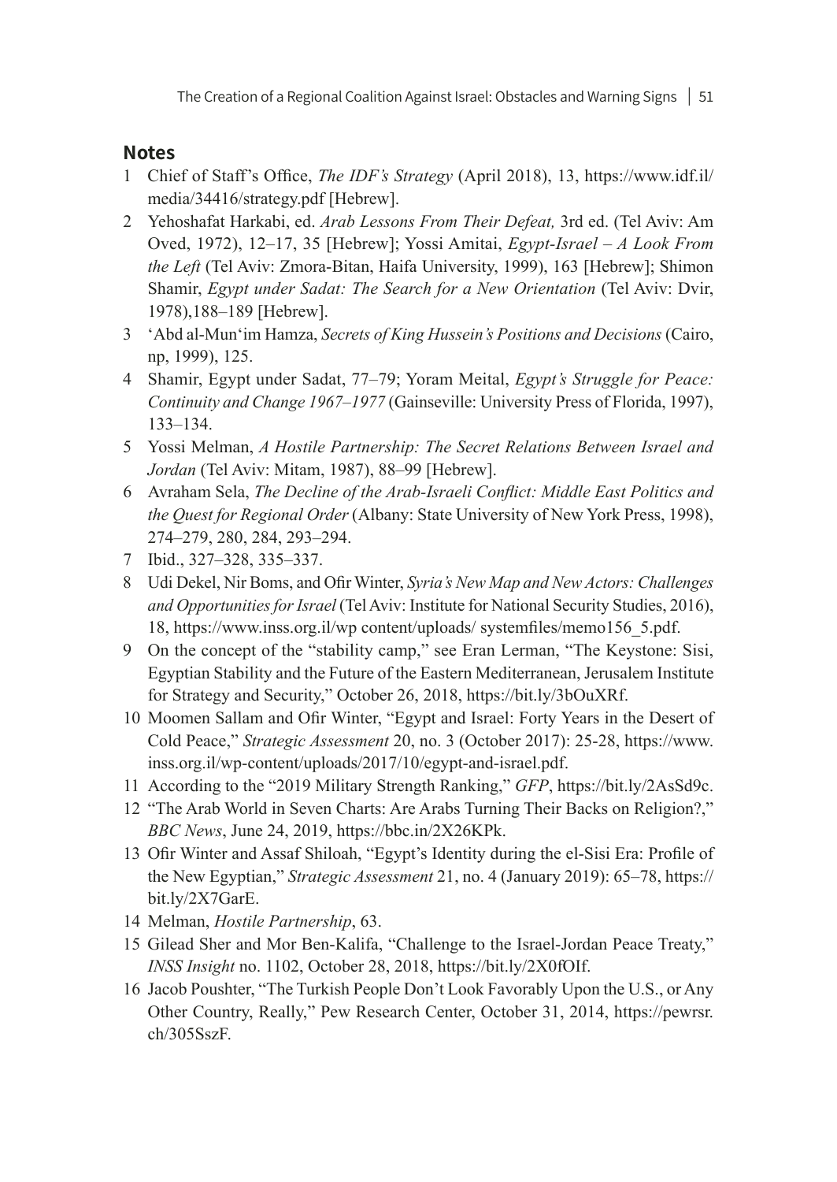## Notes

1. Chief of Staff's Office, *The IDF's Strategy* (April 2018), 13, https://www.idf.il/media/34416/strategy.pdf [Hebrew].
2. Yehoshafat Harkabi, ed. *Arab Lessons From Their Defeat,* 3rd ed. (Tel Aviv: Am Oved, 1972), 12–17, 35 [Hebrew]; Yossi Amitai, *Egypt-Israel – A Look From the Left* (Tel Aviv: Zmora-Bitan, Haifa University, 1999), 163 [Hebrew]; Shimon Shamir, *Egypt under Sadat: The Search for a New Orientation* (Tel Aviv: Dvir, 1978),188–189 [Hebrew].
3. ʻAbd al-Munʻim Hamza, *Secrets of King Hussein's Positions and Decisions* (Cairo, np, 1999), 125.
4. Shamir, Egypt under Sadat, 77–79; Yoram Meital, *Egypt's Struggle for Peace: Continuity and Change 1967–1977* (Gainseville: University Press of Florida, 1997), 133–134.
5. Yossi Melman, *A Hostile Partnership: The Secret Relations Between Israel and Jordan* (Tel Aviv: Mitam, 1987), 88–99 [Hebrew].
6. Avraham Sela, *The Decline of the Arab-Israeli Conflict: Middle East Politics and the Quest for Regional Order* (Albany: State University of New York Press, 1998), 274–279, 280, 284, 293–294.
7. Ibid., 327–328, 335–337.
8. Udi Dekel, Nir Boms, and Ofir Winter, *Syria's New Map and New Actors: Challenges and Opportunities for Israel* (Tel Aviv: Institute for National Security Studies, 2016), 18, https://www.inss.org.il/wp content/uploads/ systemfiles/memo156_5.pdf.
9. On the concept of the "stability camp," see Eran Lerman, "The Keystone: Sisi, Egyptian Stability and the Future of the Eastern Mediterranean, Jerusalem Institute for Strategy and Security," October 26, 2018, https://bit.ly/3bOuXRf.
10. Moomen Sallam and Ofir Winter, "Egypt and Israel: Forty Years in the Desert of Cold Peace," *Strategic Assessment* 20, no. 3 (October 2017): 25-28, https://www.inss.org.il/wp-content/uploads/2017/10/egypt-and-israel.pdf.
11. According to the "2019 Military Strength Ranking," *GFP*, https://bit.ly/2AsSd9c.
12. "The Arab World in Seven Charts: Are Arabs Turning Their Backs on Religion?," *BBC News*, June 24, 2019, https://bbc.in/2X26KPk.
13. Ofir Winter and Assaf Shiloah, "Egypt's Identity during the el-Sisi Era: Profile of the New Egyptian," *Strategic Assessment* 21, no. 4 (January 2019): 65–78, https://bit.ly/2X7GarE.
14. Melman, *Hostile Partnership*, 63.
15. Gilead Sher and Mor Ben-Kalifa, "Challenge to the Israel-Jordan Peace Treaty," *INSS Insight* no. 1102, October 28, 2018, https://bit.ly/2X0fOIf.
16. Jacob Poushter, "The Turkish People Don't Look Favorably Upon the U.S., or Any Other Country, Really," Pew Research Center, October 31, 2014, https://pewrsr.ch/305SszF.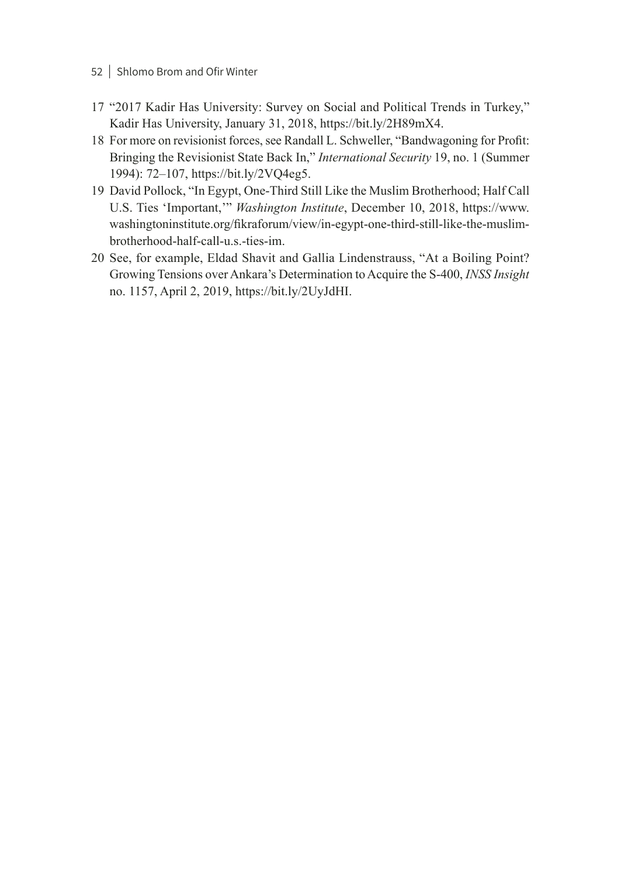17 "2017 Kadir Has University: Survey on Social and Political Trends in Turkey," Kadir Has University, January 31, 2018, https://bit.ly/2H89mX4.

18 For more on revisionist forces, see Randall L. Schweller, "Bandwagoning for Profit: Bringing the Revisionist State Back In," *International Security* 19, no. 1 (Summer 1994): 72–107, https://bit.ly/2VQ4eg5.

19 David Pollock, "In Egypt, One-Third Still Like the Muslim Brotherhood; Half Call U.S. Ties 'Important,'" *Washington Institute*, December 10, 2018, https://www.washingtoninstitute.org/fikraforum/view/in-egypt-one-third-still-like-the-muslim-brotherhood-half-call-u.s.-ties-im.

20 See, for example, Eldad Shavit and Gallia Lindenstrauss, "At a Boiling Point? Growing Tensions over Ankara's Determination to Acquire the S-400, *INSS Insight* no. 1157, April 2, 2019, https://bit.ly/2UyJdHI.